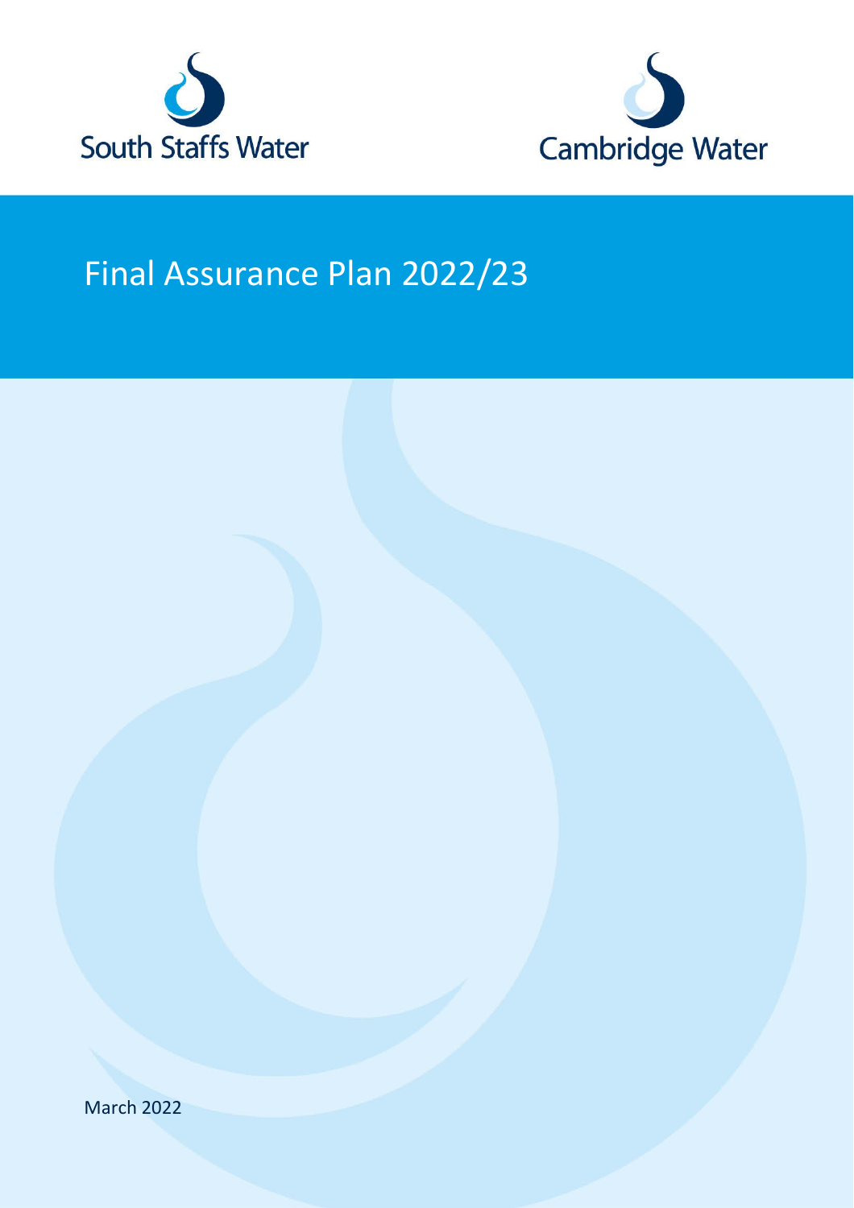South Staffs Water

Cambridge Water

# Final Assurance Plan 2022/23

March 2022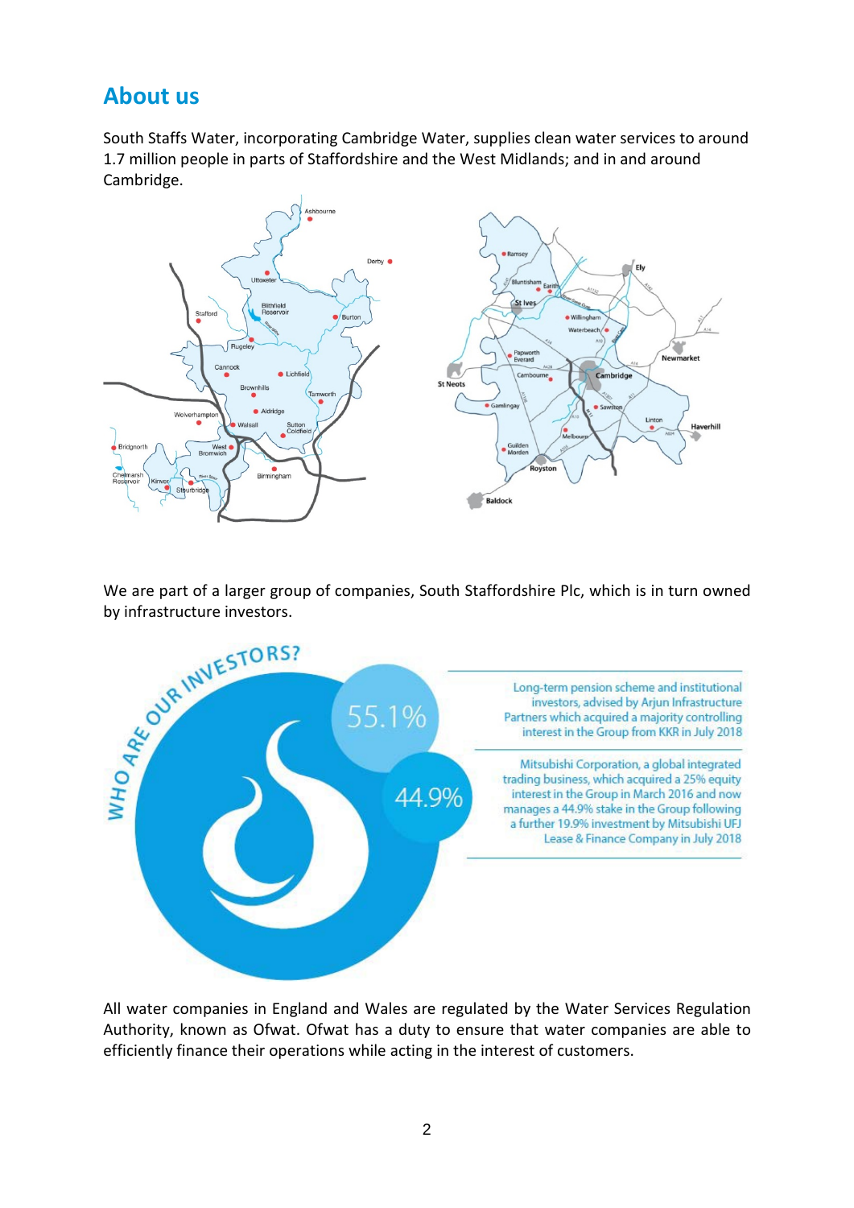## About us

South Staffs Water, incorporating Cambridge Water, supplies clean water services to around 1.7 million people in parts of Staffordshire and the West Midlands; and in and around Cambridge.

We are part of a larger group of companies, South Staffordshire Plc, which is in turn owned by infrastructure investors.

WHO ARE OUR INVESTORS?

55.1%

44.9%

Long-term pension scheme and institutional investors, advised by Arjun Infrastructure Partners which acquired a majority controlling interest in the Group from KKR in July 2018

Mitsubishi Corporation, a global integrated trading business, which acquired a 25% equity interest in the Group in March 2016 and now manages a 44.9% stake in the Group following a further 19.9% investment by Mitsubishi UFJ Lease & Finance Company in July 2018

All water companies in England and Wales are regulated by the Water Services Regulation Authority, known as Ofwat. Ofwat has a duty to ensure that water companies are able to efficiently finance their operations while acting in the interest of customers.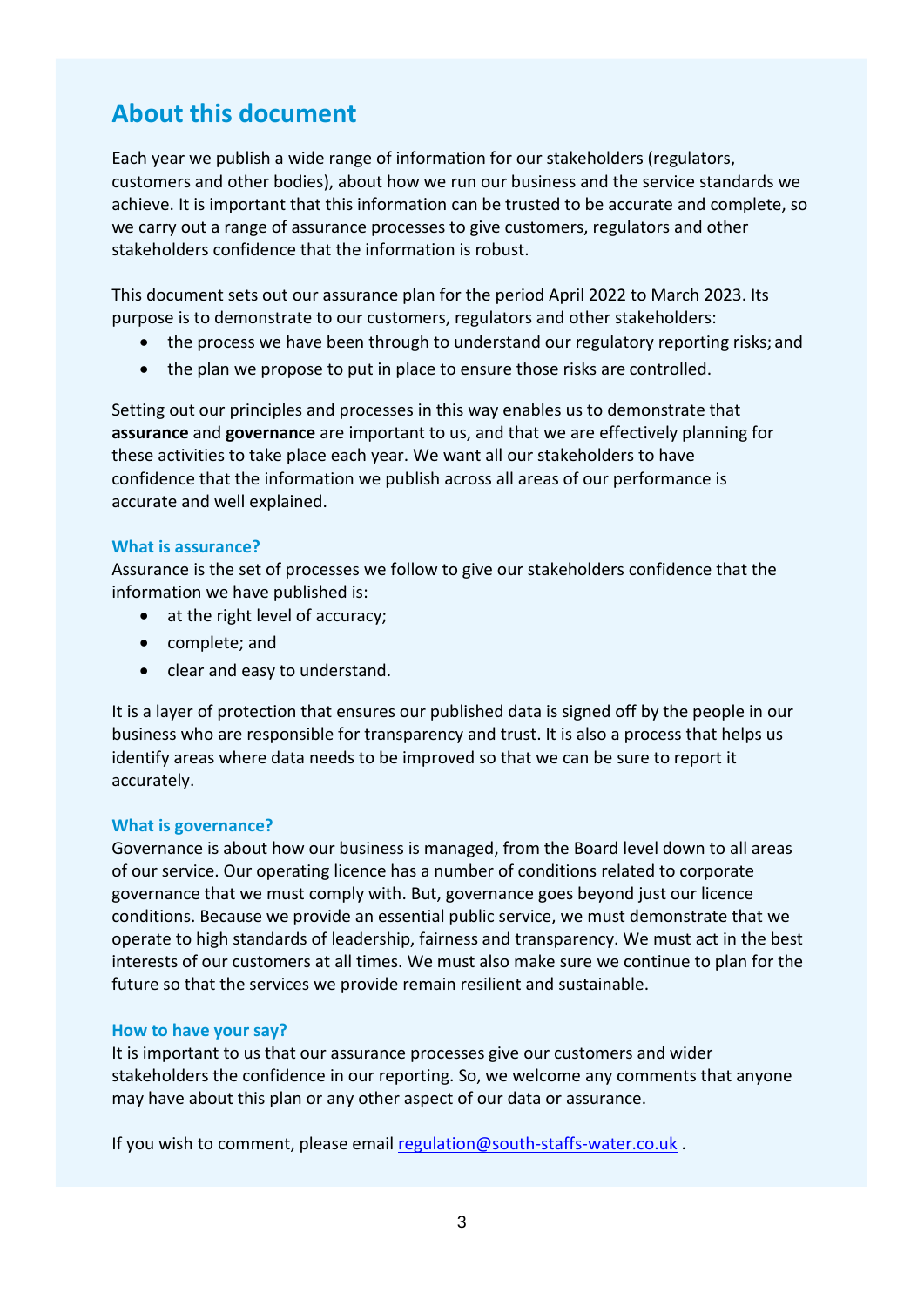## About this document

Each year we publish a wide range of information for our stakeholders (regulators, customers and other bodies), about how we run our business and the service standards we achieve. It is important that this information can be trusted to be accurate and complete, so we carry out a range of assurance processes to give customers, regulators and other stakeholders confidence that the information is robust.

This document sets out our assurance plan for the period April 2022 to March 2023. Its purpose is to demonstrate to our customers, regulators and other stakeholders:

- the process we have been through to understand our regulatory reporting risks; and
- the plan we propose to put in place to ensure those risks are controlled.

Setting out our principles and processes in this way enables us to demonstrate that **assurance** and **governance** are important to us, and that we are effectively planning for these activities to take place each year. We want all our stakeholders to have confidence that the information we publish across all areas of our performance is accurate and well explained.

### What is assurance?

Assurance is the set of processes we follow to give our stakeholders confidence that the information we have published is:

- at the right level of accuracy;
- complete; and
- clear and easy to understand.

It is a layer of protection that ensures our published data is signed off by the people in our business who are responsible for transparency and trust. It is also a process that helps us identify areas where data needs to be improved so that we can be sure to report it accurately.

### What is governance?

Governance is about how our business is managed, from the Board level down to all areas of our service. Our operating licence has a number of conditions related to corporate governance that we must comply with. But, governance goes beyond just our licence conditions. Because we provide an essential public service, we must demonstrate that we operate to high standards of leadership, fairness and transparency. We must act in the best interests of our customers at all times. We must also make sure we continue to plan for the future so that the services we provide remain resilient and sustainable.

### How to have your say?

It is important to us that our assurance processes give our customers and wider stakeholders the confidence in our reporting. So, we welcome any comments that anyone may have about this plan or any other aspect of our data or assurance.

If you wish to comment, please email regulation@south-staffs-water.co.uk .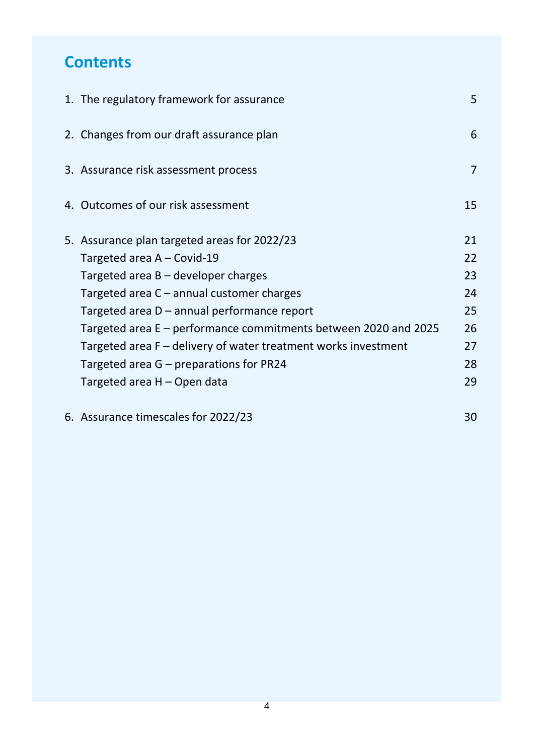# Contents

1. The regulatory framework for assurance 5

2. Changes from our draft assurance plan 6

3. Assurance risk assessment process 7

4. Outcomes of our risk assessment 15

5. Assurance plan targeted areas for 2022/23 21
   - Targeted area A – Covid-19 22
   - Targeted area B – developer charges 23
   - Targeted area C – annual customer charges 24
   - Targeted area D – annual performance report 25
   - Targeted area E – performance commitments between 2020 and 2025 26
   - Targeted area F – delivery of water treatment works investment 27
   - Targeted area G – preparations for PR24 28
   - Targeted area H – Open data 29

6. Assurance timescales for 2022/23 30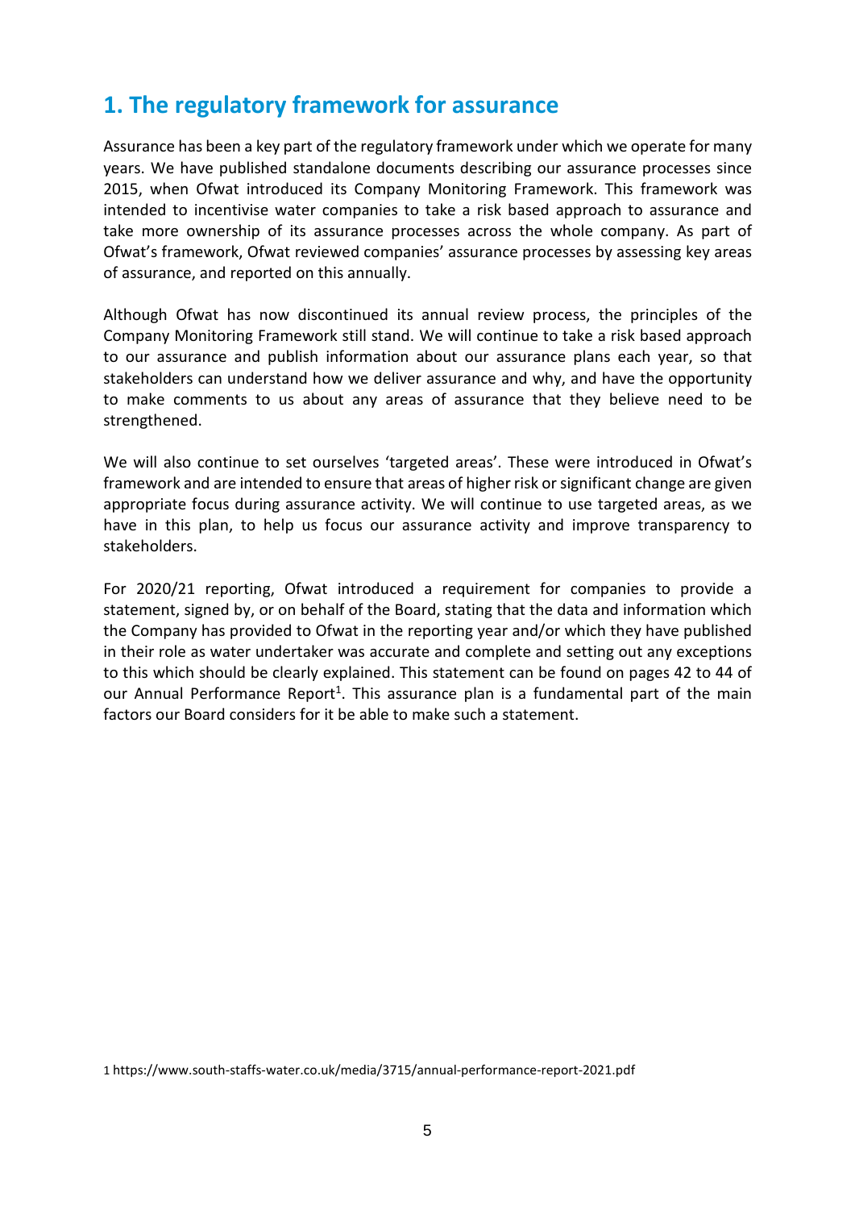# 1. The regulatory framework for assurance

Assurance has been a key part of the regulatory framework under which we operate for many years. We have published standalone documents describing our assurance processes since 2015, when Ofwat introduced its Company Monitoring Framework. This framework was intended to incentivise water companies to take a risk based approach to assurance and take more ownership of its assurance processes across the whole company. As part of Ofwat's framework, Ofwat reviewed companies' assurance processes by assessing key areas of assurance, and reported on this annually.

Although Ofwat has now discontinued its annual review process, the principles of the Company Monitoring Framework still stand. We will continue to take a risk based approach to our assurance and publish information about our assurance plans each year, so that stakeholders can understand how we deliver assurance and why, and have the opportunity to make comments to us about any areas of assurance that they believe need to be strengthened.

We will also continue to set ourselves 'targeted areas'. These were introduced in Ofwat's framework and are intended to ensure that areas of higher risk or significant change are given appropriate focus during assurance activity. We will continue to use targeted areas, as we have in this plan, to help us focus our assurance activity and improve transparency to stakeholders.

For 2020/21 reporting, Ofwat introduced a requirement for companies to provide a statement, signed by, or on behalf of the Board, stating that the data and information which the Company has provided to Ofwat in the reporting year and/or which they have published in their role as water undertaker was accurate and complete and setting out any exceptions to this which should be clearly explained. This statement can be found on pages 42 to 44 of our Annual Performance Report[1]. This assurance plan is a fundamental part of the main factors our Board considers for it be able to make such a statement.

1 https://www.south-staffs-water.co.uk/media/3715/annual-performance-report-2021.pdf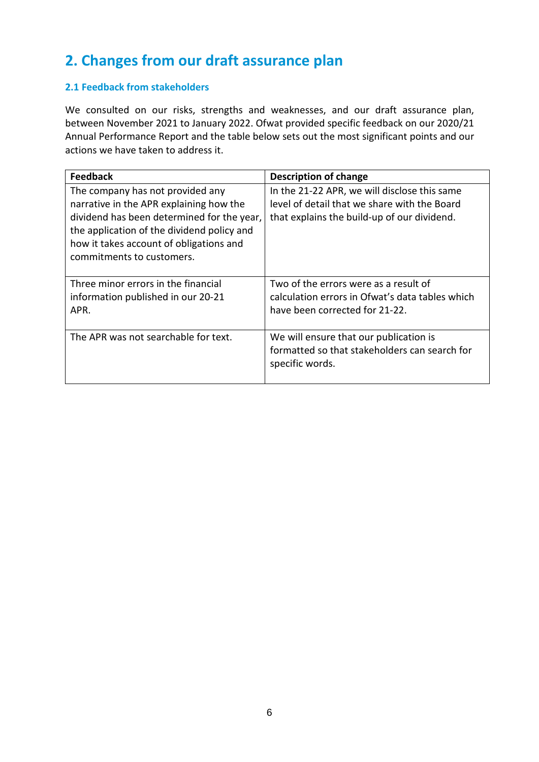## 2. Changes from our draft assurance plan

### 2.1 Feedback from stakeholders

We consulted on our risks, strengths and weaknesses, and our draft assurance plan, between November 2021 to January 2022. Ofwat provided specific feedback on our 2020/21 Annual Performance Report and the table below sets out the most significant points and our actions we have taken to address it.

| Feedback | Description of change |
|---|---|
| The company has not provided any narrative in the APR explaining how the dividend has been determined for the year, the application of the dividend policy and how it takes account of obligations and commitments to customers. | In the 21-22 APR, we will disclose this same level of detail that we share with the Board that explains the build-up of our dividend. |
| Three minor errors in the financial information published in our 20-21 APR. | Two of the errors were as a result of calculation errors in Ofwat's data tables which have been corrected for 21-22. |
| The APR was not searchable for text. | We will ensure that our publication is formatted so that stakeholders can search for specific words. |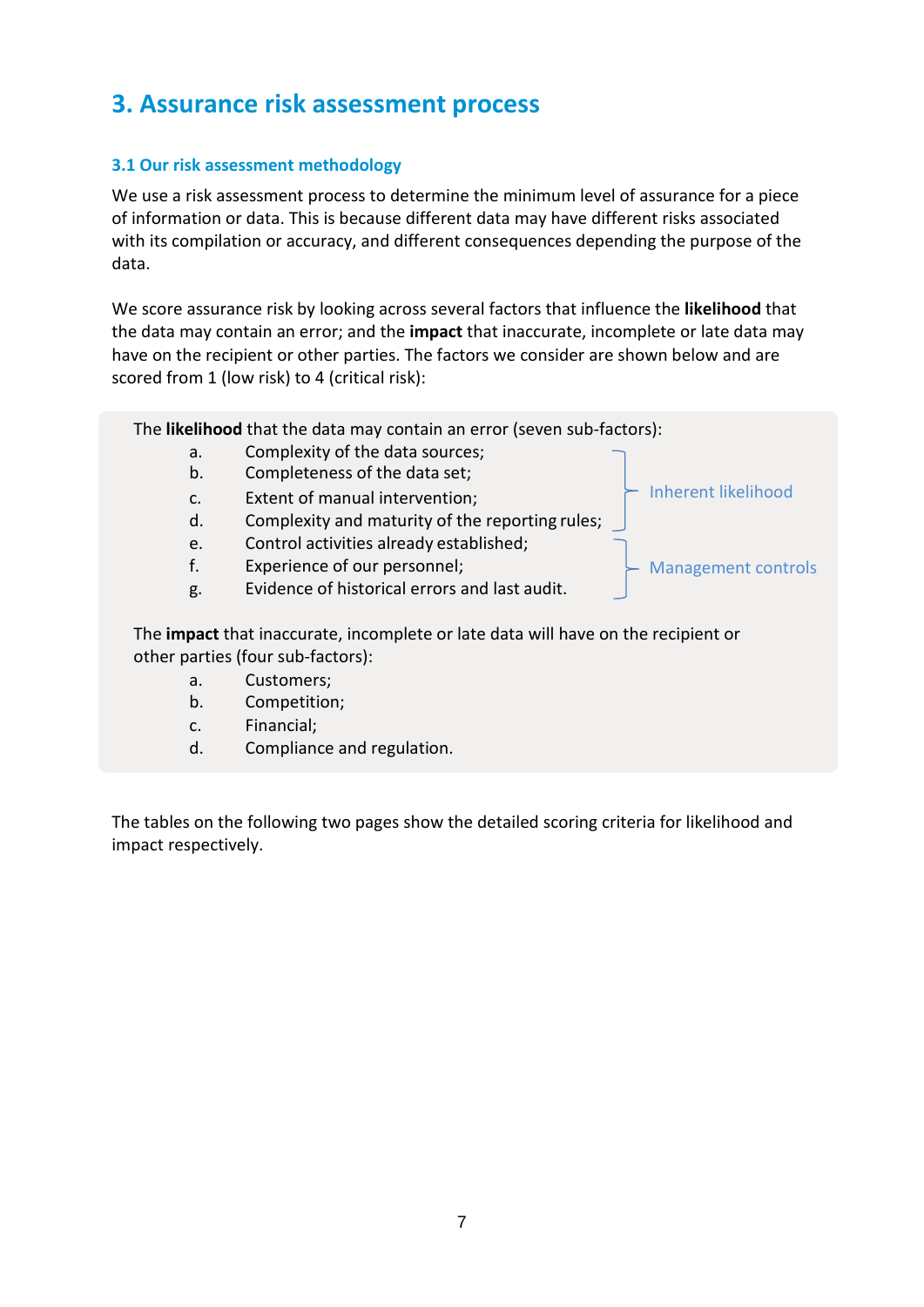# 3. Assurance risk assessment process

### 3.1 Our risk assessment methodology

We use a risk assessment process to determine the minimum level of assurance for a piece of information or data. This is because different data may have different risks associated with its compilation or accuracy, and different consequences depending the purpose of the data.

We score assurance risk by looking across several factors that influence the **likelihood** that the data may contain an error; and the **impact** that inaccurate, incomplete or late data may have on the recipient or other parties. The factors we consider are shown below and are scored from 1 (low risk) to 4 (critical risk):

The **likelihood** that the data may contain an error (seven sub-factors):

a. Complexity of the data sources;
b. Completeness of the data set;
c. Extent of manual intervention;
d. Complexity and maturity of the reporting rules;

(a–d: Inherent likelihood)

e. Control activities already established;
f. Experience of our personnel;
g. Evidence of historical errors and last audit.

(e–g: Management controls)

The **impact** that inaccurate, incomplete or late data will have on the recipient or other parties (four sub-factors):

a. Customers;
b. Competition;
c. Financial;
d. Compliance and regulation.

The tables on the following two pages show the detailed scoring criteria for likelihood and impact respectively.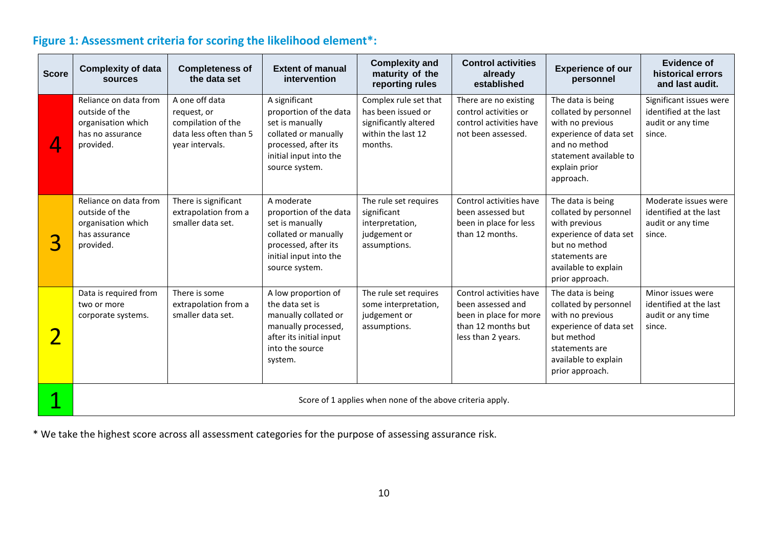## Figure 1: Assessment criteria for scoring the likelihood element*:

| Score | Complexity of data sources | Completeness of the data set | Extent of manual intervention | Complexity and maturity of the reporting rules | Control activities already established | Experience of our personnel | Evidence of historical errors and last audit. |
|---|---|---|---|---|---|---|---|
| 4 | Reliance on data from outside of the organisation which has no assurance provided. | A one off data request, or compilation of the data less often than 5 year intervals. | A significant proportion of the data set is manually collated or manually processed, after its initial input into the source system. | Complex rule set that has been issued or significantly altered within the last 12 months. | There are no existing control activities or control activities have not been assessed. | The data is being collated by personnel with no previous experience of data set and no method statement available to explain prior approach. | Significant issues were identified at the last audit or any time since. |
| 3 | Reliance on data from outside of the organisation which has assurance provided. | There is significant extrapolation from a smaller data set. | A moderate proportion of the data set is manually collated or manually processed, after its initial input into the source system. | The rule set requires significant interpretation, judgement or assumptions. | Control activities have been assessed but been in place for less than 12 months. | The data is being collated by personnel with previous experience of data set but no method statements are available to explain prior approach. | Moderate issues were identified at the last audit or any time since. |
| 2 | Data is required from two or more corporate systems. | There is some extrapolation from a smaller data set. | A low proportion of the data set is manually collated or manually processed, after its initial input into the source system. | The rule set requires some interpretation, judgement or assumptions. | Control activities have been assessed and been in place for more than 12 months but less than 2 years. | The data is being collated by personnel with no previous experience of data set but method statements are available to explain prior approach. | Minor issues were identified at the last audit or any time since. |
| 1 | Score of 1 applies when none of the above criteria apply. | | | | | | |

* We take the highest score across all assessment categories for the purpose of assessing assurance risk.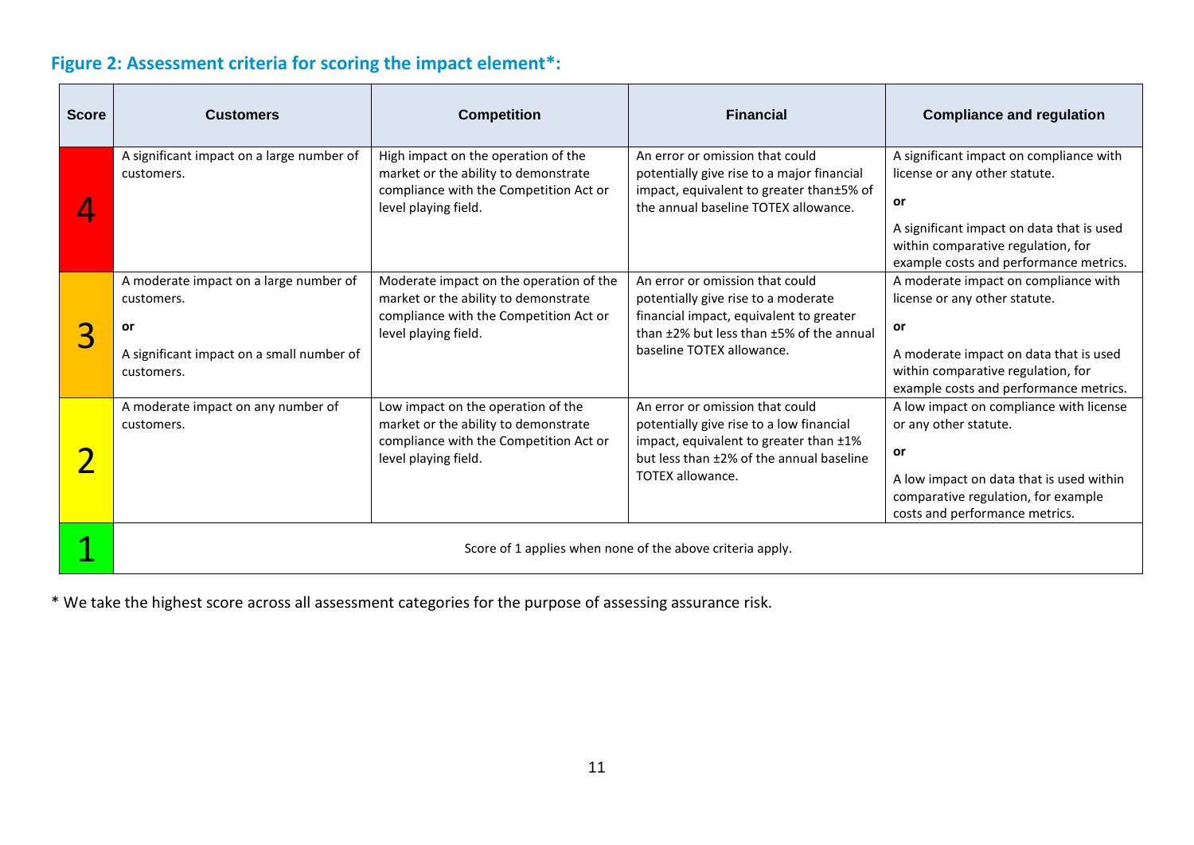## Figure 2: Assessment criteria for scoring the impact element*:

| Score | Customers | Competition | Financial | Compliance and regulation |
|---|---|---|---|---|
| 4 | A significant impact on a large number of customers. | High impact on the operation of the market or the ability to demonstrate compliance with the Competition Act or level playing field. | An error or omission that could potentially give rise to a major financial impact, equivalent to greater than±5% of the annual baseline TOTEX allowance. | A significant impact on compliance with license or any other statute. **or** A significant impact on data that is used within comparative regulation, for example costs and performance metrics. |
| 3 | A moderate impact on a large number of customers. **or** A significant impact on a small number of customers. | Moderate impact on the operation of the market or the ability to demonstrate compliance with the Competition Act or level playing field. | An error or omission that could potentially give rise to a moderate financial impact, equivalent to greater than ±2% but less than ±5% of the annual baseline TOTEX allowance. | A moderate impact on compliance with license or any other statute. **or** A moderate impact on data that is used within comparative regulation, for example costs and performance metrics. |
| 2 | A moderate impact on any number of customers. | Low impact on the operation of the market or the ability to demonstrate compliance with the Competition Act or level playing field. | An error or omission that could potentially give rise to a low financial impact, equivalent to greater than ±1% but less than ±2% of the annual baseline TOTEX allowance. | A low impact on compliance with license or any other statute. **or** A low impact on data that is used within comparative regulation, for example costs and performance metrics. |
| 1 | Score of 1 applies when none of the above criteria apply. | | | |

* We take the highest score across all assessment categories for the purpose of assessing assurance risk.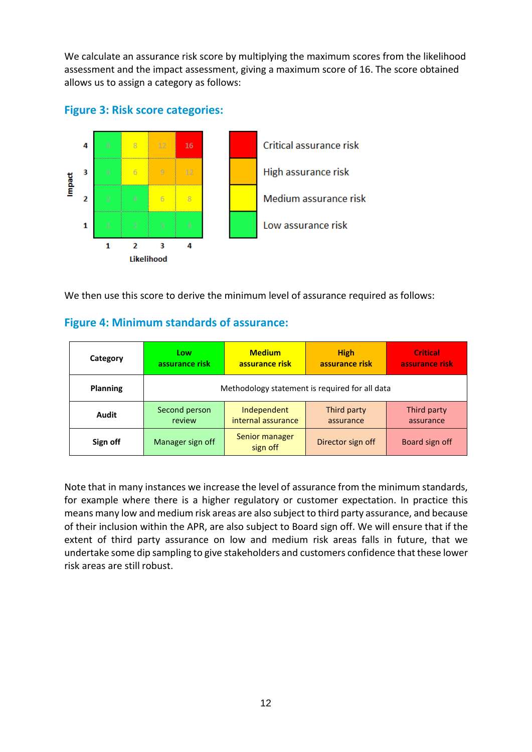We calculate an assurance risk score by multiplying the maximum scores from the likelihood assessment and the impact assessment, giving a maximum score of 16. The score obtained allows us to assign a category as follows:

## Figure 3: Risk score categories:

| Impact | | | | |
|---|---|---|---|---|
| 4 | 4 | 8 | 12 | 16 |
| 3 | 3 | 6 | 9 | 12 |
| 2 | 2 | 4 | 6 | 8 |
| 1 | 1 | 2 | 3 | 4 |
| | 1 | 2 | 3 | 4 |
| | Likelihood | | | |

- Critical assurance risk
- High assurance risk
- Medium assurance risk
- Low assurance risk

We then use this score to derive the minimum level of assurance required as follows:

## Figure 4: Minimum standards of assurance:

| Category | Low assurance risk | Medium assurance risk | High assurance risk | Critical assurance risk |
|---|---|---|---|---|
| **Planning** | Methodology statement is required for all data | | | |
| **Audit** | Second person review | Independent internal assurance | Third party assurance | Third party assurance |
| **Sign off** | Manager sign off | Senior manager sign off | Director sign off | Board sign off |

Note that in many instances we increase the level of assurance from the minimum standards, for example where there is a higher regulatory or customer expectation. In practice this means many low and medium risk areas are also subject to third party assurance, and because of their inclusion within the APR, are also subject to Board sign off. We will ensure that if the extent of third party assurance on low and medium risk areas falls in future, that we undertake some dip sampling to give stakeholders and customers confidence that these lower risk areas are still robust.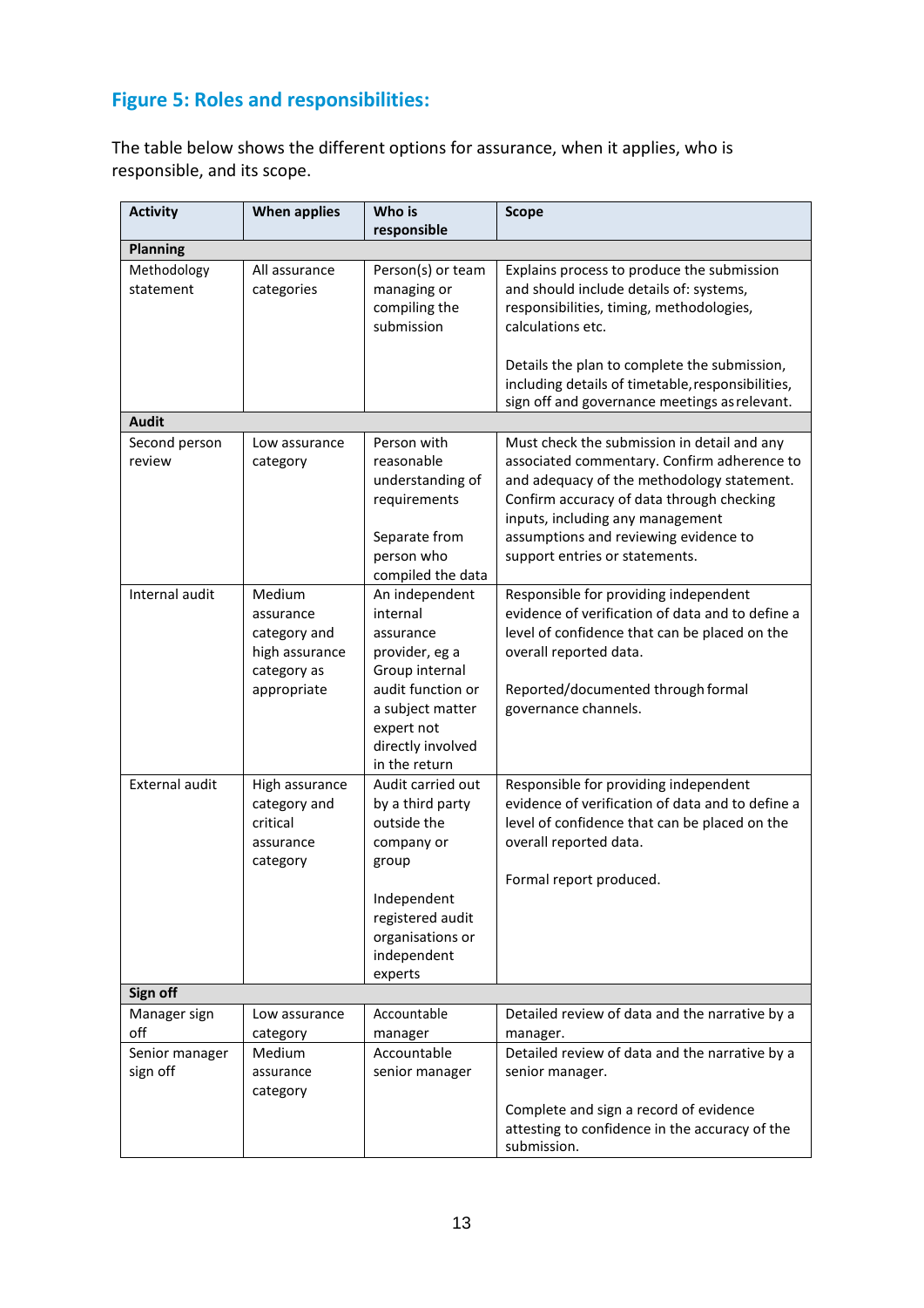## Figure 5: Roles and responsibilities:

The table below shows the different options for assurance, when it applies, who is responsible, and its scope.

| Activity | When applies | Who is responsible | Scope |
|---|---|---|---|
| **Planning** | | | |
| Methodology statement | All assurance categories | Person(s) or team managing or compiling the submission | Explains process to produce the submission and should include details of: systems, responsibilities, timing, methodologies, calculations etc.<br><br>Details the plan to complete the submission, including details of timetable, responsibilities, sign off and governance meetings as relevant. |
| **Audit** | | | |
| Second person review | Low assurance category | Person with reasonable understanding of requirements<br><br>Separate from person who compiled the data | Must check the submission in detail and any associated commentary. Confirm adherence to and adequacy of the methodology statement. Confirm accuracy of data through checking inputs, including any management assumptions and reviewing evidence to support entries or statements. |
| Internal audit | Medium assurance category and high assurance category as appropriate | An independent internal assurance provider, eg a Group internal audit function or a subject matter expert not directly involved in the return | Responsible for providing independent evidence of verification of data and to define a level of confidence that can be placed on the overall reported data.<br><br>Reported/documented through formal governance channels. |
| External audit | High assurance category and critical assurance category | Audit carried out by a third party outside the company or group<br><br>Independent registered audit organisations or independent experts | Responsible for providing independent evidence of verification of data and to define a level of confidence that can be placed on the overall reported data.<br><br>Formal report produced. |
| **Sign off** | | | |
| Manager sign off | Low assurance category | Accountable manager | Detailed review of data and the narrative by a manager. |
| Senior manager sign off | Medium assurance category | Accountable senior manager | Detailed review of data and the narrative by a senior manager.<br><br>Complete and sign a record of evidence attesting to confidence in the accuracy of the submission. |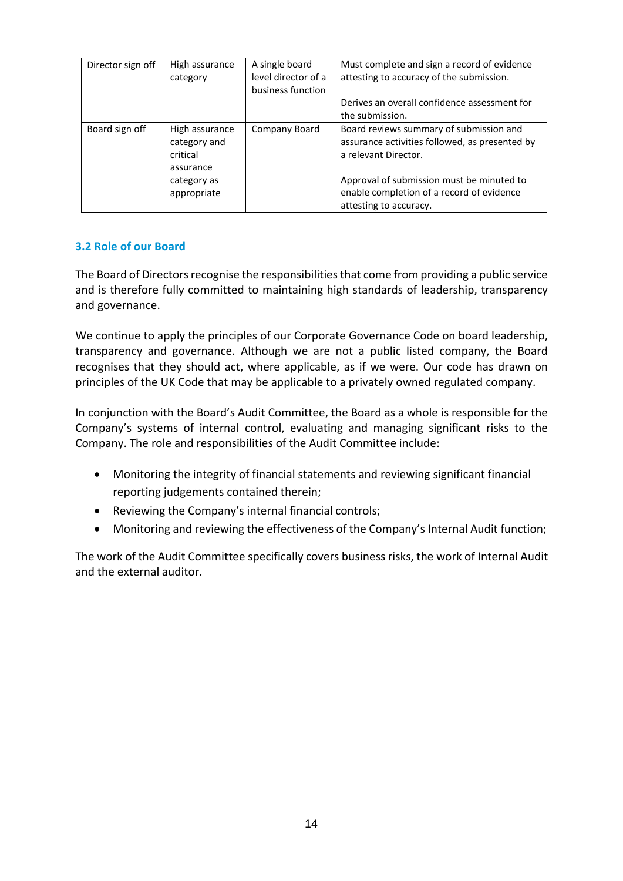| Director sign off | High assurance category | A single board level director of a business function | Must complete and sign a record of evidence attesting to accuracy of the submission.<br><br>Derives an overall confidence assessment for the submission. |
|---|---|---|---|
| Board sign off | High assurance category and critical assurance category as appropriate | Company Board | Board reviews summary of submission and assurance activities followed, as presented by a relevant Director.<br><br>Approval of submission must be minuted to enable completion of a record of evidence attesting to accuracy. |

### 3.2 Role of our Board

The Board of Directors recognise the responsibilities that come from providing a public service and is therefore fully committed to maintaining high standards of leadership, transparency and governance.

We continue to apply the principles of our Corporate Governance Code on board leadership, transparency and governance. Although we are not a public listed company, the Board recognises that they should act, where applicable, as if we were. Our code has drawn on principles of the UK Code that may be applicable to a privately owned regulated company.

In conjunction with the Board's Audit Committee, the Board as a whole is responsible for the Company's systems of internal control, evaluating and managing significant risks to the Company. The role and responsibilities of the Audit Committee include:

- Monitoring the integrity of financial statements and reviewing significant financial reporting judgements contained therein;
- Reviewing the Company's internal financial controls;
- Monitoring and reviewing the effectiveness of the Company's Internal Audit function;

The work of the Audit Committee specifically covers business risks, the work of Internal Audit and the external auditor.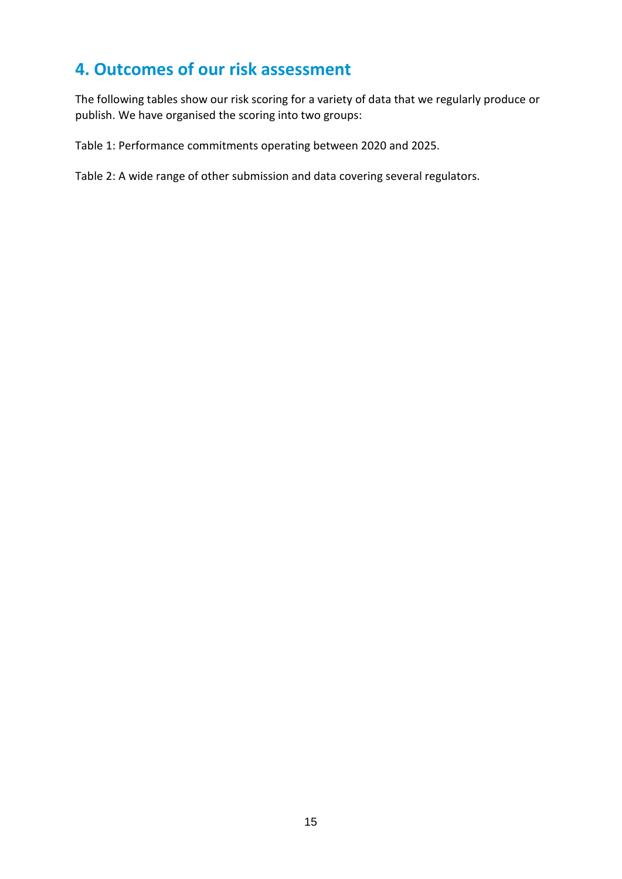## 4. Outcomes of our risk assessment

The following tables show our risk scoring for a variety of data that we regularly produce or publish. We have organised the scoring into two groups:

Table 1: Performance commitments operating between 2020 and 2025.

Table 2: A wide range of other submission and data covering several regulators.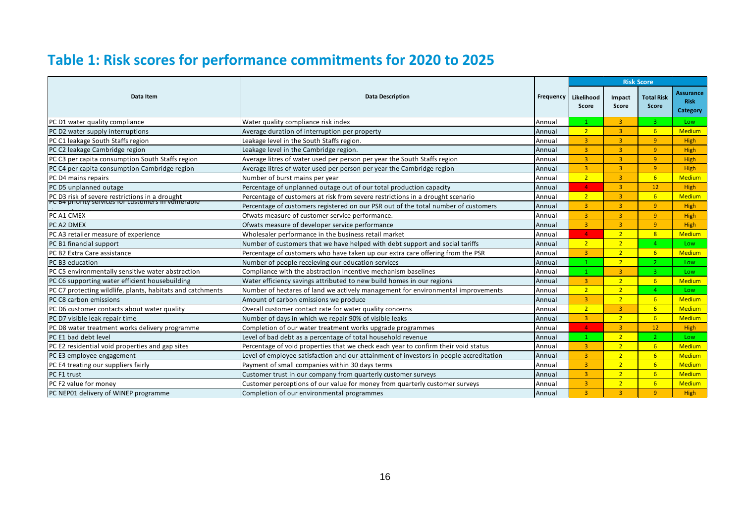## Table 1: Risk scores for performance commitments for 2020 to 2025

| Data Item | Data Description | Frequency | Risk Score | | | |
|---|---|---|---|---|---|---|
| | | | Likelihood Score | Impact Score | Total Risk Score | Assurance Risk Category |
| PC D1 water quality compliance | Water quality compliance risk index | Annual | 1 | 3 | 3 | Low |
| PC D2 water supply interruptions | Average duration of interruption per property | Annual | 2 | 3 | 6 | Medium |
| PC C1 leakage South Staffs region | Leakage level in the South Staffs region. | Annual | 3 | 3 | 9 | High |
| PC C2 leakage Cambridge region | Leakage level in the Cambridge region. | Annual | 3 | 3 | 9 | High |
| PC C3 per capita consumption South Staffs region | Average litres of water used per person per year the South Staffs region | Annual | 3 | 3 | 9 | High |
| PC C4 per capita consumption Cambridge region | Average litres of water used per person per year the Cambridge region | Annual | 3 | 3 | 9 | High |
| PC D4 mains repairs | Number of burst mains per year | Annual | 2 | 3 | 6 | Medium |
| PC D5 unplanned outage | Percentage of unplanned outage out of our total production capacity | Annual | 4 | 3 | 12 | High |
| PC D3 risk of severe restrictions in a drought | Percentage of customers at risk from severe restrictions in a drought scenario | Annual | 2 | 3 | 6 | Medium |
| PC B4 priority services for customers in vulnerable circumstances | Percentage of customers registered on our PSR out of the total number of customers | Annual | 3 | 3 | 9 | High |
| PC A1 CMEX | Ofwats measure of customer service performance. | Annual | 3 | 3 | 9 | High |
| PC A2 DMEX | Ofwats measure of developer service performance | Annual | 3 | 3 | 9 | High |
| PC A3 retailer measure of experience | Wholesaler performance in the business retail market | Annual | 4 | 2 | 8 | Medium |
| PC B1 financial support | Number of customers that we have helped with debt support and social tariffs | Annual | 2 | 2 | 4 | Low |
| PC B2 Extra Care assistance | Percentage of customers who have taken up our extra care offering from the PSR | Annual | 3 | 2 | 6 | Medium |
| PC B3 education | Number of people receieving our education services | Annual | 1 | 2 | 2 | Low |
| PC C5 environmentally sensitive water abstraction | Compliance with the abstraction incentive mechanism baselines | Annual | 1 | 3 | 3 | Low |
| PC C6 supporting water efficient housebuilding | Water efficiency savings attributed to new build homes in our regions | Annual | 3 | 2 | 6 | Medium |
| PC C7 protecting wildlife, plants, habitats and catchments | Number of hectares of land we actively management for environmental improvements | Annual | 2 | 2 | 4 | Low |
| PC C8 carbon emissions | Amount of carbon emissions we produce | Annual | 3 | 2 | 6 | Medium |
| PC D6 customer contacts about water quality | Overall customer contact rate for water quality concerns | Annual | 2 | 3 | 6 | Medium |
| PC D7 visible leak repair time | Number of days in which we repair 90% of visible leaks | Annual | 3 | 2 | 6 | Medium |
| PC D8 water treatment works delivery programme | Completion of our water treatment works upgrade programmes | Annual | 4 | 3 | 12 | High |
| PC E1 bad debt level | Level of bad debt as a percentage of total household revenue | Annual | 1 | 2 | 2 | Low |
| PC E2 residential void properties and gap sites | Percentage of void properties that we check each year to confirm their void status | Annual | 3 | 2 | 6 | Medium |
| PC E3 employee engagement | Level of employee satisfaction and our attainment of investors in people accreditation | Annual | 3 | 2 | 6 | Medium |
| PC E4 treating our suppliers fairly | Payment of small companies within 30 days terms | Annual | 3 | 2 | 6 | Medium |
| PC F1 trust | Customer trust in our company from quarterly customer surveys | Annual | 3 | 2 | 6 | Medium |
| PC F2 value for money | Customer perceptions of our value for money from quarterly customer surveys | Annual | 3 | 2 | 6 | Medium |
| PC NEP01 delivery of WINEP programme | Completion of our environmental programmes | Annual | 3 | 3 | 9 | High |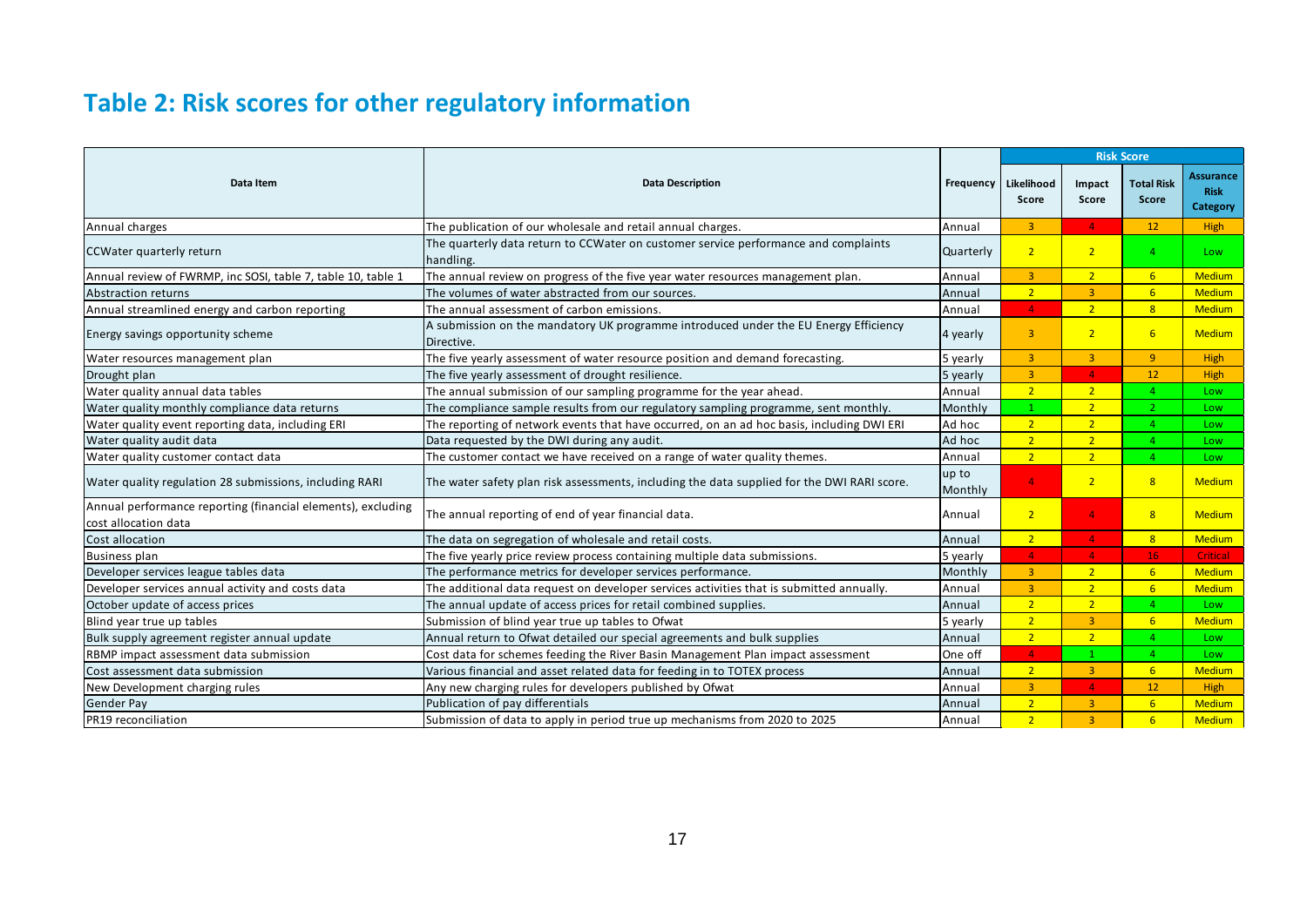## Table 2: Risk scores for other regulatory information

| Data Item | Data Description | Frequency | Risk Score | | | |
|---|---|---|---|---|---|---|
| | | | Likelihood Score | Impact Score | Total Risk Score | Assurance Risk Category |
| Annual charges | The publication of our wholesale and retail annual charges. | Annual | 3 | 4 | 12 | High |
| CCWater quarterly return | The quarterly data return to CCWater on customer service performance and complaints handling. | Quarterly | 2 | 2 | 4 | Low |
| Annual review of FWRMP, inc SOSI, table 7, table 10, table 1 | The annual review on progress of the five year water resources management plan. | Annual | 3 | 2 | 6 | Medium |
| Abstraction returns | The volumes of water abstracted from our sources. | Annual | 2 | 3 | 6 | Medium |
| Annual streamlined energy and carbon reporting | The annual assessment of carbon emissions. | Annual | 4 | 2 | 8 | Medium |
| Energy savings opportunity scheme | A submission on the mandatory UK programme introduced under the EU Energy Efficiency Directive. | 4 yearly | 3 | 2 | 6 | Medium |
| Water resources management plan | The five yearly assessment of water resource position and demand forecasting. | 5 yearly | 3 | 3 | 9 | High |
| Drought plan | The five yearly assessment of drought resilience. | 5 yearly | 3 | 4 | 12 | High |
| Water quality annual data tables | The annual submission of our sampling programme for the year ahead. | Annual | 2 | 2 | 4 | Low |
| Water quality monthly compliance data returns | The compliance sample results from our regulatory sampling programme, sent monthly. | Monthly | 1 | 2 | 2 | Low |
| Water quality event reporting data, including ERI | The reporting of network events that have occurred, on an ad hoc basis, including DWI ERI | Ad hoc | 2 | 2 | 4 | Low |
| Water quality audit data | Data requested by the DWI during any audit. | Ad hoc | 2 | 2 | 4 | Low |
| Water quality customer contact data | The customer contact we have received on a range of water quality themes. | Annual | 2 | 2 | 4 | Low |
| Water quality regulation 28 submissions, including RARI | The water safety plan risk assessments, including the data supplied for the DWI RARI score. | up to Monthly | 4 | 2 | 8 | Medium |
| Annual performance reporting (financial elements), excluding cost allocation data | The annual reporting of end of year financial data. | Annual | 2 | 4 | 8 | Medium |
| Cost allocation | The data on segregation of wholesale and retail costs. | Annual | 2 | 4 | 8 | Medium |
| Business plan | The five yearly price review process containing multiple data submissions. | 5 yearly | 4 | 4 | 16 | Critical |
| Developer services league tables data | The performance metrics for developer services performance. | Monthly | 3 | 2 | 6 | Medium |
| Developer services annual activity and costs data | The additional data request on developer services activities that is submitted annually. | Annual | 3 | 2 | 6 | Medium |
| October update of access prices | The annual update of access prices for retail combined supplies. | Annual | 2 | 2 | 4 | Low |
| Blind year true up tables | Submission of blind year true up tables to Ofwat | 5 yearly | 2 | 3 | 6 | Medium |
| Bulk supply agreement register annual update | Annual return to Ofwat detailed our special agreements and bulk supplies | Annual | 2 | 2 | 4 | Low |
| RBMP impact assessment data submission | Cost data for schemes feeding the River Basin Management Plan impact assessment | One off | 4 | 1 | 4 | Low |
| Cost assessment data submission | Various financial and asset related data for feeding in to TOTEX process | Annual | 2 | 3 | 6 | Medium |
| New Development charging rules | Any new charging rules for developers published by Ofwat | Annual | 3 | 4 | 12 | High |
| Gender Pay | Publication of pay differentials | Annual | 2 | 3 | 6 | Medium |
| PR19 reconciliation | Submission of data to apply in period true up mechanisms from 2020 to 2025 | Annual | 2 | 3 | 6 | Medium |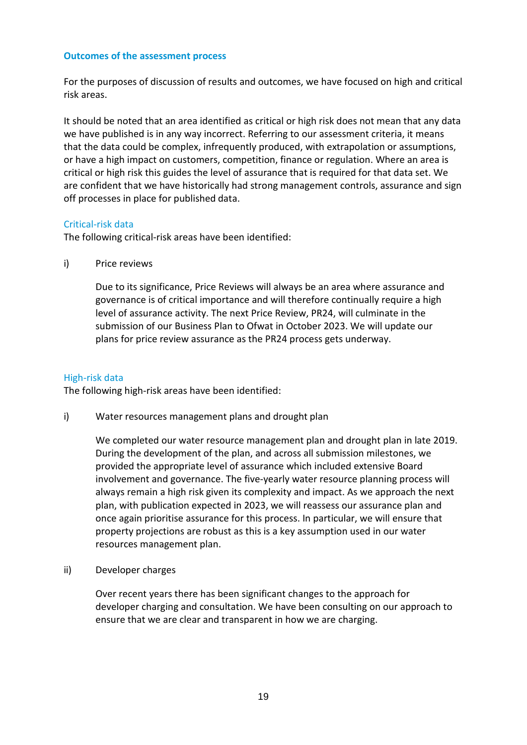### Outcomes of the assessment process

For the purposes of discussion of results and outcomes, we have focused on high and critical risk areas.

It should be noted that an area identified as critical or high risk does not mean that any data we have published is in any way incorrect. Referring to our assessment criteria, it means that the data could be complex, infrequently produced, with extrapolation or assumptions, or have a high impact on customers, competition, finance or regulation. Where an area is critical or high risk this guides the level of assurance that is required for that data set. We are confident that we have historically had strong management controls, assurance and sign off processes in place for published data.

#### Critical-risk data

The following critical-risk areas have been identified:

i) Price reviews

Due to its significance, Price Reviews will always be an area where assurance and governance is of critical importance and will therefore continually require a high level of assurance activity. The next Price Review, PR24, will culminate in the submission of our Business Plan to Ofwat in October 2023. We will update our plans for price review assurance as the PR24 process gets underway.

#### High-risk data

The following high-risk areas have been identified:

i) Water resources management plans and drought plan

We completed our water resource management plan and drought plan in late 2019. During the development of the plan, and across all submission milestones, we provided the appropriate level of assurance which included extensive Board involvement and governance. The five-yearly water resource planning process will always remain a high risk given its complexity and impact. As we approach the next plan, with publication expected in 2023, we will reassess our assurance plan and once again prioritise assurance for this process. In particular, we will ensure that property projections are robust as this is a key assumption used in our water resources management plan.

ii) Developer charges

Over recent years there has been significant changes to the approach for developer charging and consultation. We have been consulting on our approach to ensure that we are clear and transparent in how we are charging.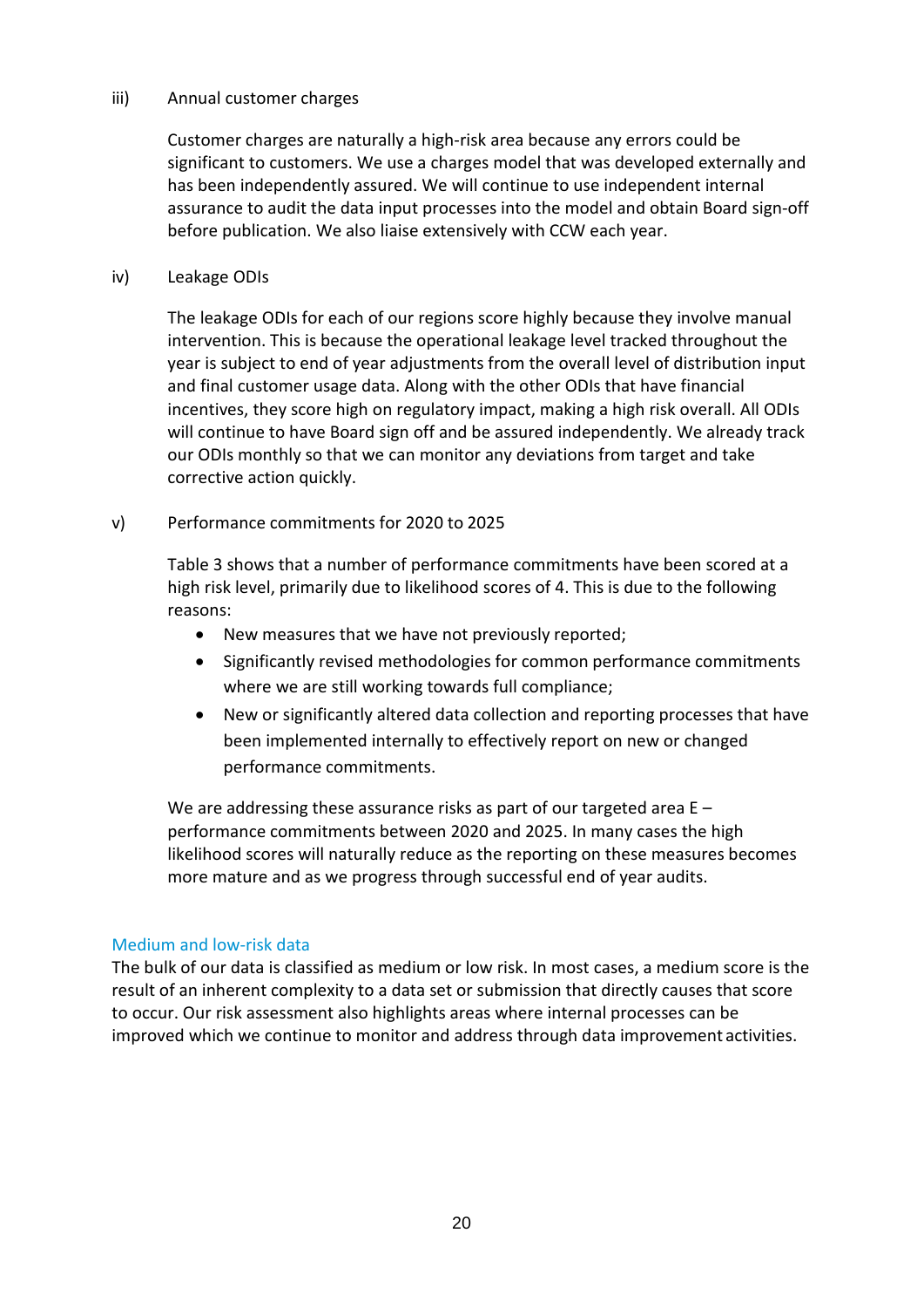iii) Annual customer charges

Customer charges are naturally a high-risk area because any errors could be significant to customers. We use a charges model that was developed externally and has been independently assured. We will continue to use independent internal assurance to audit the data input processes into the model and obtain Board sign-off before publication. We also liaise extensively with CCW each year.

iv) Leakage ODIs

The leakage ODIs for each of our regions score highly because they involve manual intervention. This is because the operational leakage level tracked throughout the year is subject to end of year adjustments from the overall level of distribution input and final customer usage data. Along with the other ODIs that have financial incentives, they score high on regulatory impact, making a high risk overall. All ODIs will continue to have Board sign off and be assured independently. We already track our ODIs monthly so that we can monitor any deviations from target and take corrective action quickly.

v) Performance commitments for 2020 to 2025

Table 3 shows that a number of performance commitments have been scored at a high risk level, primarily due to likelihood scores of 4. This is due to the following reasons:

- New measures that we have not previously reported;
- Significantly revised methodologies for common performance commitments where we are still working towards full compliance;
- New or significantly altered data collection and reporting processes that have been implemented internally to effectively report on new or changed performance commitments.

We are addressing these assurance risks as part of our targeted area E – performance commitments between 2020 and 2025. In many cases the high likelihood scores will naturally reduce as the reporting on these measures becomes more mature and as we progress through successful end of year audits.

### Medium and low-risk data

The bulk of our data is classified as medium or low risk. In most cases, a medium score is the result of an inherent complexity to a data set or submission that directly causes that score to occur. Our risk assessment also highlights areas where internal processes can be improved which we continue to monitor and address through data improvement activities.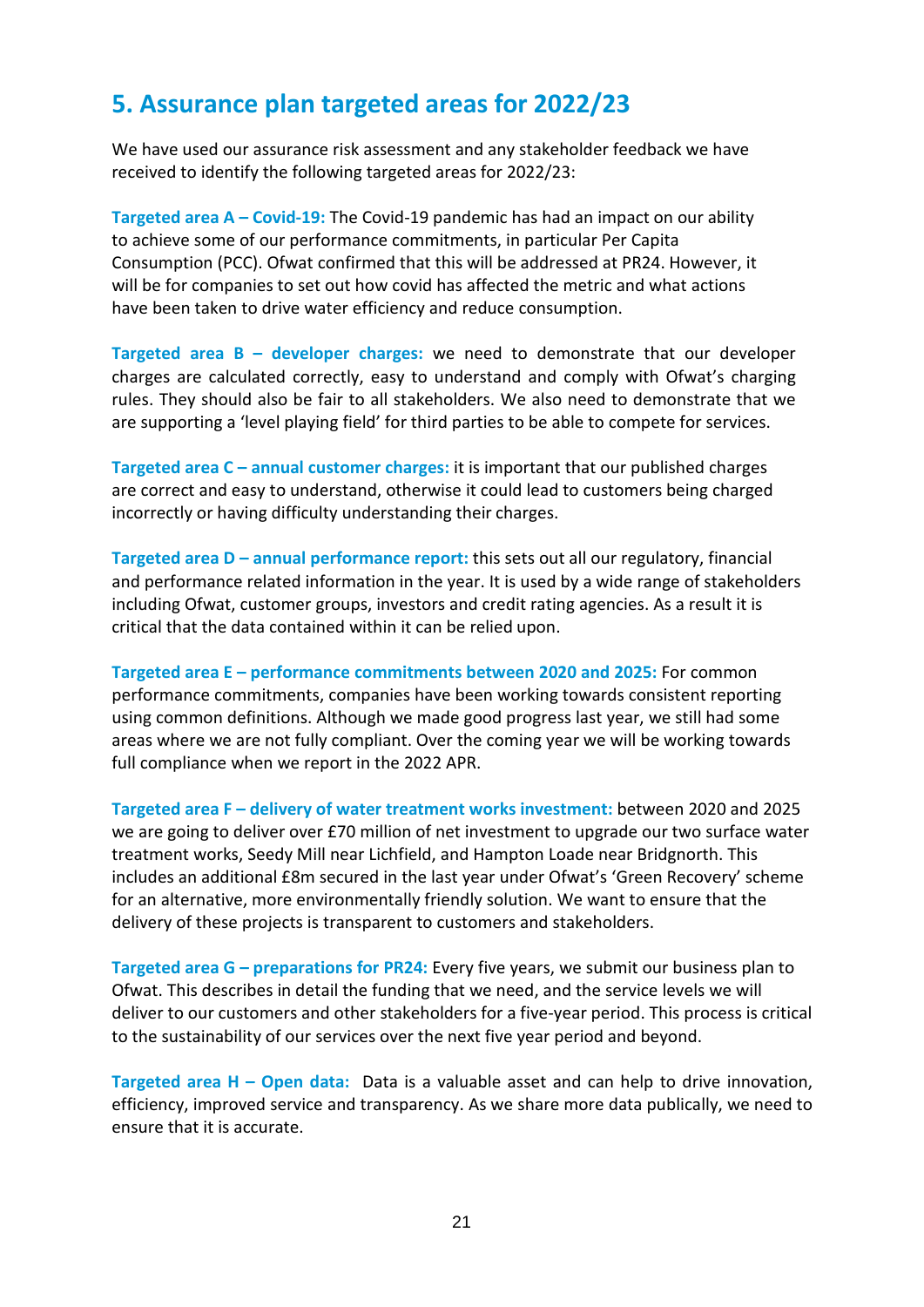## 5. Assurance plan targeted areas for 2022/23

We have used our assurance risk assessment and any stakeholder feedback we have received to identify the following targeted areas for 2022/23:

**Targeted area A – Covid-19:** The Covid-19 pandemic has had an impact on our ability to achieve some of our performance commitments, in particular Per Capita Consumption (PCC). Ofwat confirmed that this will be addressed at PR24. However, it will be for companies to set out how covid has affected the metric and what actions have been taken to drive water efficiency and reduce consumption.

**Targeted area B – developer charges:** we need to demonstrate that our developer charges are calculated correctly, easy to understand and comply with Ofwat's charging rules. They should also be fair to all stakeholders. We also need to demonstrate that we are supporting a 'level playing field' for third parties to be able to compete for services.

**Targeted area C – annual customer charges:** it is important that our published charges are correct and easy to understand, otherwise it could lead to customers being charged incorrectly or having difficulty understanding their charges.

**Targeted area D – annual performance report:** this sets out all our regulatory, financial and performance related information in the year. It is used by a wide range of stakeholders including Ofwat, customer groups, investors and credit rating agencies. As a result it is critical that the data contained within it can be relied upon.

**Targeted area E – performance commitments between 2020 and 2025:** For common performance commitments, companies have been working towards consistent reporting using common definitions. Although we made good progress last year, we still had some areas where we are not fully compliant. Over the coming year we will be working towards full compliance when we report in the 2022 APR.

**Targeted area F – delivery of water treatment works investment:** between 2020 and 2025 we are going to deliver over £70 million of net investment to upgrade our two surface water treatment works, Seedy Mill near Lichfield, and Hampton Loade near Bridgnorth. This includes an additional £8m secured in the last year under Ofwat's 'Green Recovery' scheme for an alternative, more environmentally friendly solution. We want to ensure that the delivery of these projects is transparent to customers and stakeholders.

**Targeted area G – preparations for PR24:** Every five years, we submit our business plan to Ofwat. This describes in detail the funding that we need, and the service levels we will deliver to our customers and other stakeholders for a five-year period. This process is critical to the sustainability of our services over the next five year period and beyond.

**Targeted area H – Open data:** Data is a valuable asset and can help to drive innovation, efficiency, improved service and transparency. As we share more data publically, we need to ensure that it is accurate.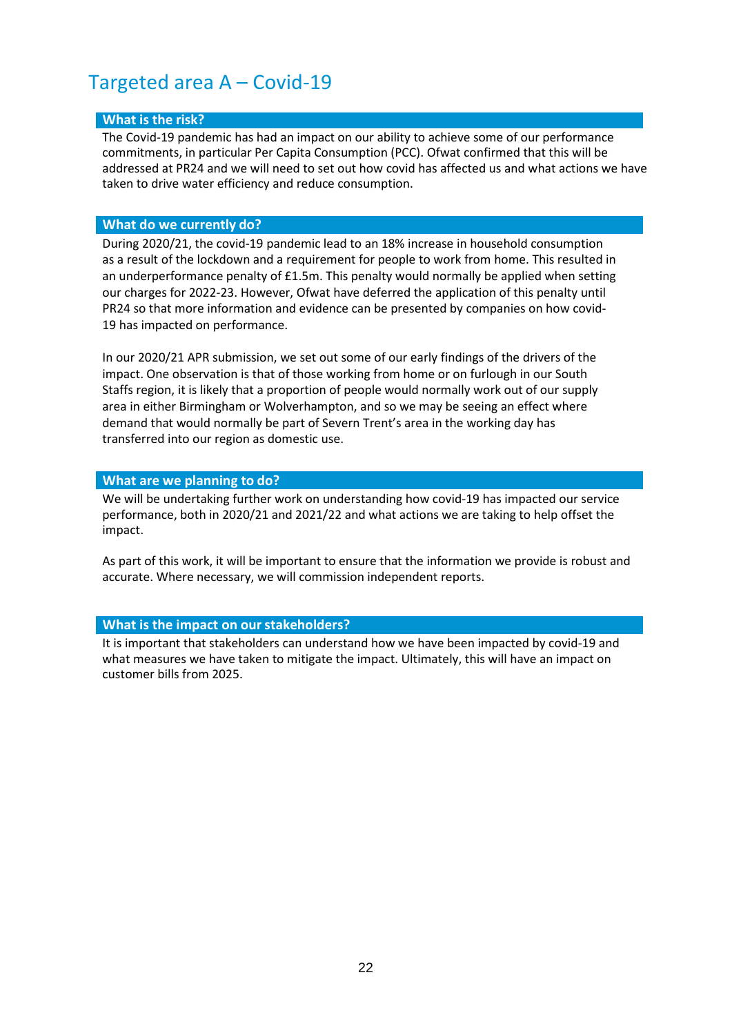# Targeted area A – Covid-19

## What is the risk?

The Covid-19 pandemic has had an impact on our ability to achieve some of our performance commitments, in particular Per Capita Consumption (PCC). Ofwat confirmed that this will be addressed at PR24 and we will need to set out how covid has affected us and what actions we have taken to drive water efficiency and reduce consumption.

## What do we currently do?

During 2020/21, the covid-19 pandemic lead to an 18% increase in household consumption as a result of the lockdown and a requirement for people to work from home. This resulted in an underperformance penalty of £1.5m. This penalty would normally be applied when setting our charges for 2022-23. However, Ofwat have deferred the application of this penalty until PR24 so that more information and evidence can be presented by companies on how covid-19 has impacted on performance.

In our 2020/21 APR submission, we set out some of our early findings of the drivers of the impact. One observation is that of those working from home or on furlough in our South Staffs region, it is likely that a proportion of people would normally work out of our supply area in either Birmingham or Wolverhampton, and so we may be seeing an effect where demand that would normally be part of Severn Trent's area in the working day has transferred into our region as domestic use.

## What are we planning to do?

We will be undertaking further work on understanding how covid-19 has impacted our service performance, both in 2020/21 and 2021/22 and what actions we are taking to help offset the impact.

As part of this work, it will be important to ensure that the information we provide is robust and accurate. Where necessary, we will commission independent reports.

## What is the impact on our stakeholders?

It is important that stakeholders can understand how we have been impacted by covid-19 and what measures we have taken to mitigate the impact. Ultimately, this will have an impact on customer bills from 2025.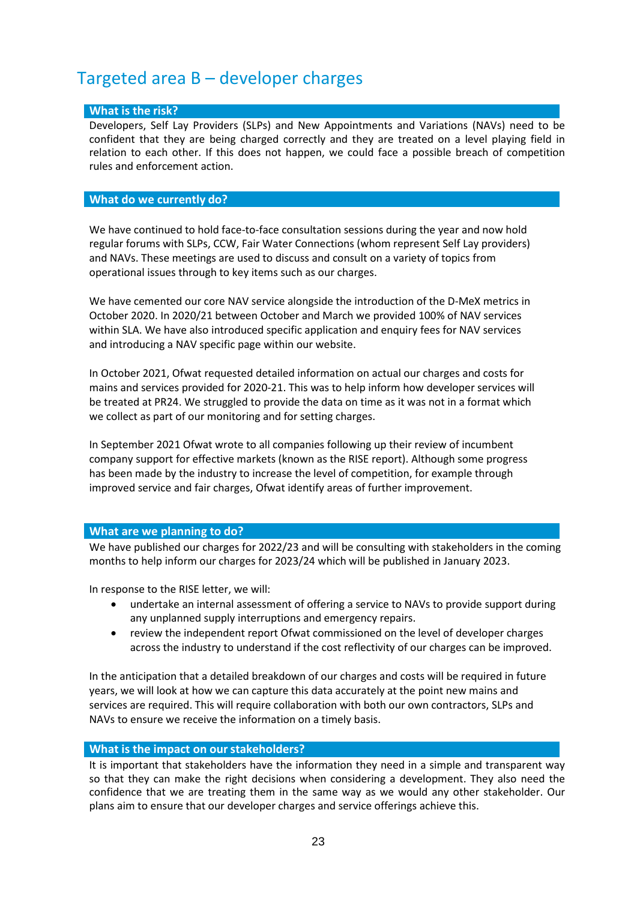# Targeted area B – developer charges

### What is the risk?

Developers, Self Lay Providers (SLPs) and New Appointments and Variations (NAVs) need to be confident that they are being charged correctly and they are treated on a level playing field in relation to each other. If this does not happen, we could face a possible breach of competition rules and enforcement action.

### What do we currently do?

We have continued to hold face-to-face consultation sessions during the year and now hold regular forums with SLPs, CCW, Fair Water Connections (whom represent Self Lay providers) and NAVs. These meetings are used to discuss and consult on a variety of topics from operational issues through to key items such as our charges.

We have cemented our core NAV service alongside the introduction of the D-MeX metrics in October 2020. In 2020/21 between October and March we provided 100% of NAV services within SLA. We have also introduced specific application and enquiry fees for NAV services and introducing a NAV specific page within our website.

In October 2021, Ofwat requested detailed information on actual our charges and costs for mains and services provided for 2020-21. This was to help inform how developer services will be treated at PR24. We struggled to provide the data on time as it was not in a format which we collect as part of our monitoring and for setting charges.

In September 2021 Ofwat wrote to all companies following up their review of incumbent company support for effective markets (known as the RISE report). Although some progress has been made by the industry to increase the level of competition, for example through improved service and fair charges, Ofwat identify areas of further improvement.

### What are we planning to do?

We have published our charges for 2022/23 and will be consulting with stakeholders in the coming months to help inform our charges for 2023/24 which will be published in January 2023.

In response to the RISE letter, we will:

- undertake an internal assessment of offering a service to NAVs to provide support during any unplanned supply interruptions and emergency repairs.
- review the independent report Ofwat commissioned on the level of developer charges across the industry to understand if the cost reflectivity of our charges can be improved.

In the anticipation that a detailed breakdown of our charges and costs will be required in future years, we will look at how we can capture this data accurately at the point new mains and services are required. This will require collaboration with both our own contractors, SLPs and NAVs to ensure we receive the information on a timely basis.

### What is the impact on our stakeholders?

It is important that stakeholders have the information they need in a simple and transparent way so that they can make the right decisions when considering a development. They also need the confidence that we are treating them in the same way as we would any other stakeholder. Our plans aim to ensure that our developer charges and service offerings achieve this.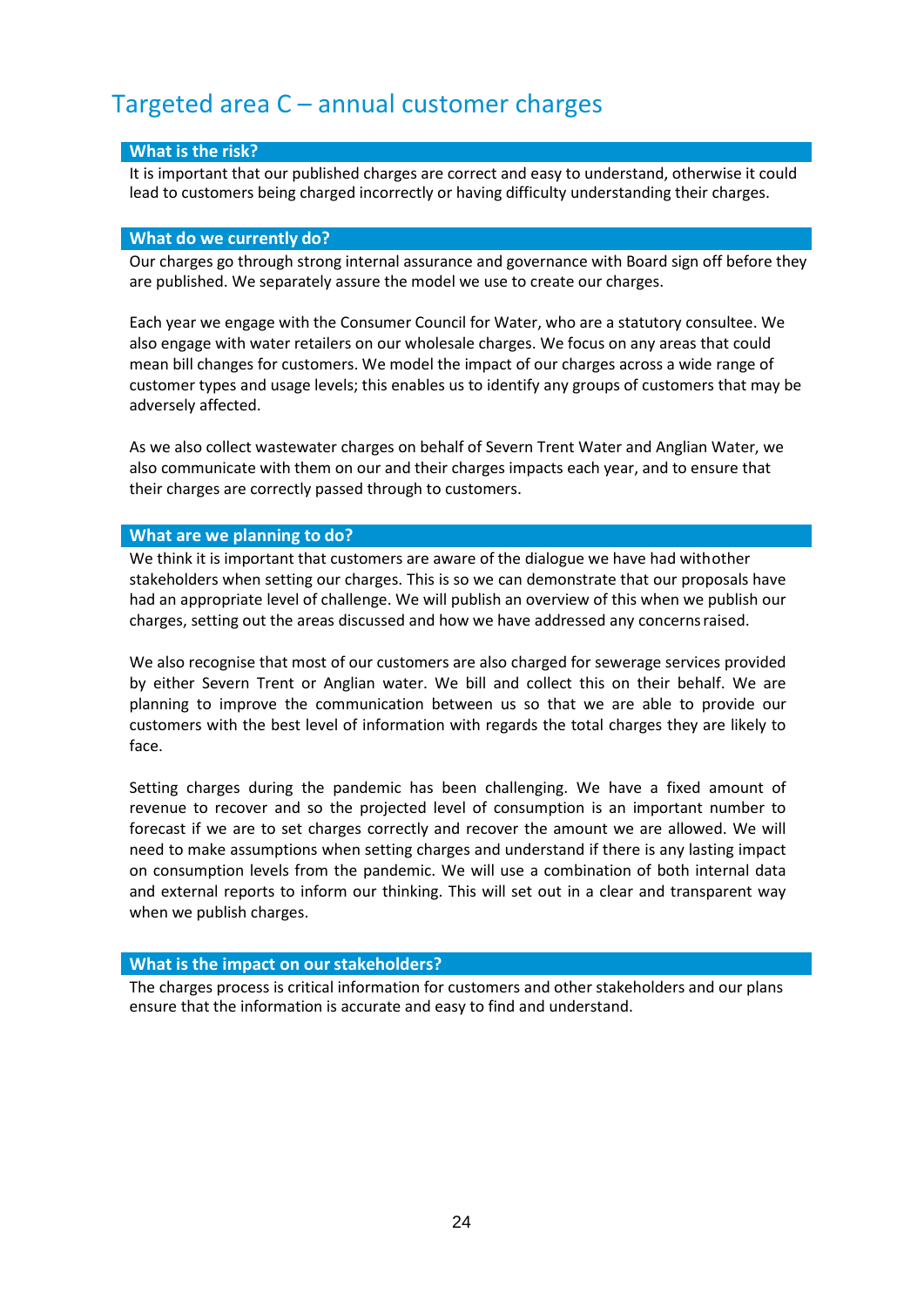## Targeted area C – annual customer charges

### What is the risk?

It is important that our published charges are correct and easy to understand, otherwise it could lead to customers being charged incorrectly or having difficulty understanding their charges.

### What do we currently do?

Our charges go through strong internal assurance and governance with Board sign off before they are published. We separately assure the model we use to create our charges.

Each year we engage with the Consumer Council for Water, who are a statutory consultee. We also engage with water retailers on our wholesale charges. We focus on any areas that could mean bill changes for customers. We model the impact of our charges across a wide range of customer types and usage levels; this enables us to identify any groups of customers that may be adversely affected.

As we also collect wastewater charges on behalf of Severn Trent Water and Anglian Water, we also communicate with them on our and their charges impacts each year, and to ensure that their charges are correctly passed through to customers.

### What are we planning to do?

We think it is important that customers are aware of the dialogue we have had withother stakeholders when setting our charges. This is so we can demonstrate that our proposals have had an appropriate level of challenge. We will publish an overview of this when we publish our charges, setting out the areas discussed and how we have addressed any concerns raised.

We also recognise that most of our customers are also charged for sewerage services provided by either Severn Trent or Anglian water. We bill and collect this on their behalf. We are planning to improve the communication between us so that we are able to provide our customers with the best level of information with regards the total charges they are likely to face.

Setting charges during the pandemic has been challenging. We have a fixed amount of revenue to recover and so the projected level of consumption is an important number to forecast if we are to set charges correctly and recover the amount we are allowed. We will need to make assumptions when setting charges and understand if there is any lasting impact on consumption levels from the pandemic. We will use a combination of both internal data and external reports to inform our thinking. This will set out in a clear and transparent way when we publish charges.

### What is the impact on our stakeholders?

The charges process is critical information for customers and other stakeholders and our plans ensure that the information is accurate and easy to find and understand.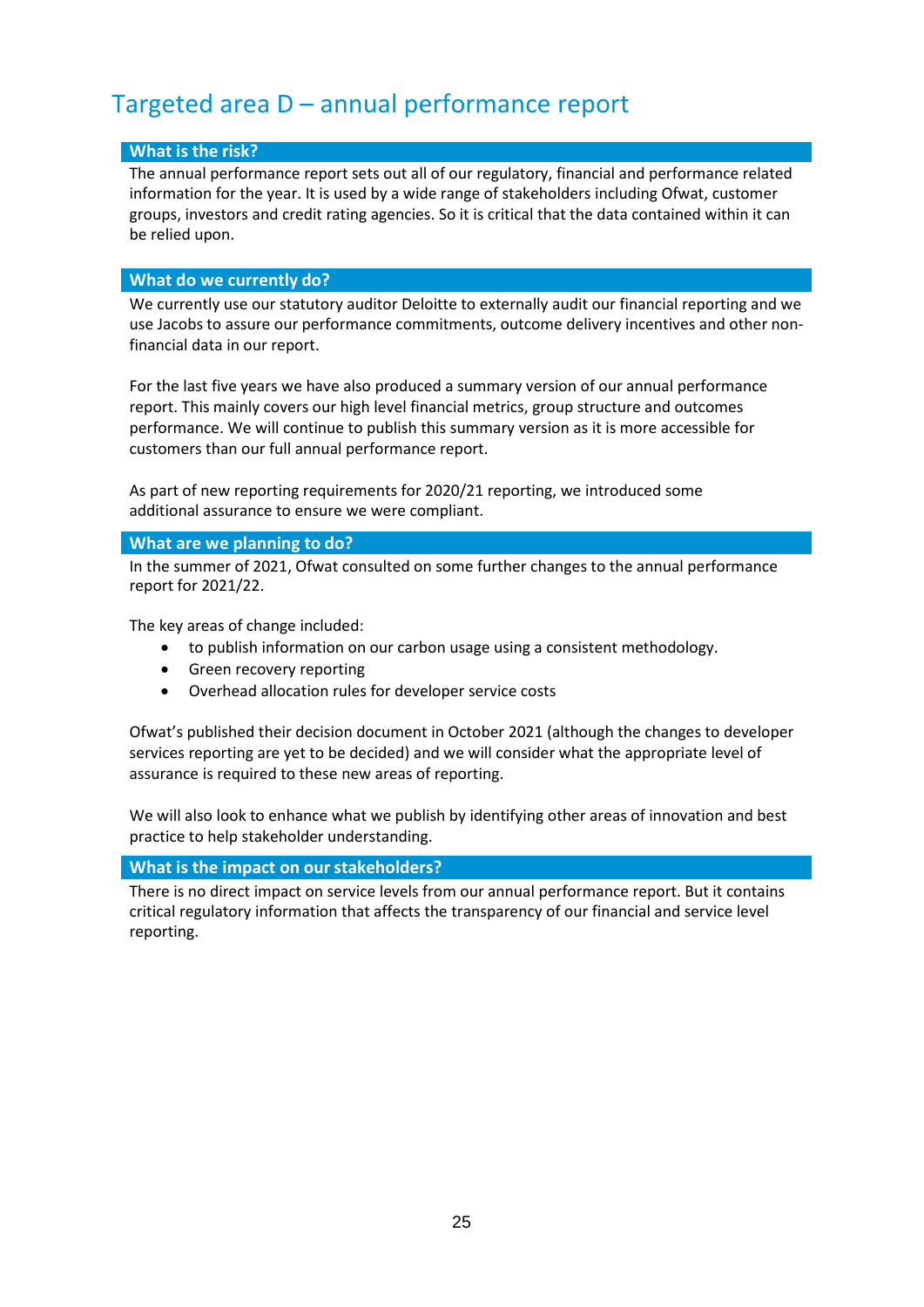# Targeted area D – annual performance report

### What is the risk?

The annual performance report sets out all of our regulatory, financial and performance related information for the year. It is used by a wide range of stakeholders including Ofwat, customer groups, investors and credit rating agencies. So it is critical that the data contained within it can be relied upon.

### What do we currently do?

We currently use our statutory auditor Deloitte to externally audit our financial reporting and we use Jacobs to assure our performance commitments, outcome delivery incentives and other non-financial data in our report.

For the last five years we have also produced a summary version of our annual performance report. This mainly covers our high level financial metrics, group structure and outcomes performance. We will continue to publish this summary version as it is more accessible for customers than our full annual performance report.

As part of new reporting requirements for 2020/21 reporting, we introduced some additional assurance to ensure we were compliant.

### What are we planning to do?

In the summer of 2021, Ofwat consulted on some further changes to the annual performance report for 2021/22.

The key areas of change included:

- to publish information on our carbon usage using a consistent methodology.
- Green recovery reporting
- Overhead allocation rules for developer service costs

Ofwat's published their decision document in October 2021 (although the changes to developer services reporting are yet to be decided) and we will consider what the appropriate level of assurance is required to these new areas of reporting.

We will also look to enhance what we publish by identifying other areas of innovation and best practice to help stakeholder understanding.

### What is the impact on our stakeholders?

There is no direct impact on service levels from our annual performance report. But it contains critical regulatory information that affects the transparency of our financial and service level reporting.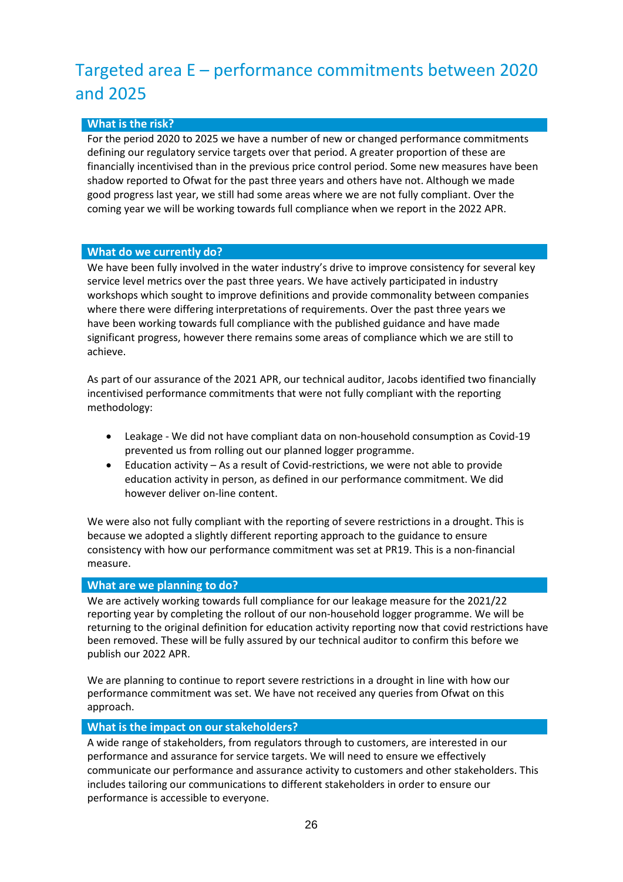## Targeted area E – performance commitments between 2020 and 2025

### What is the risk?

For the period 2020 to 2025 we have a number of new or changed performance commitments defining our regulatory service targets over that period. A greater proportion of these are financially incentivised than in the previous price control period. Some new measures have been shadow reported to Ofwat for the past three years and others have not. Although we made good progress last year, we still had some areas where we are not fully compliant. Over the coming year we will be working towards full compliance when we report in the 2022 APR.

### What do we currently do?

We have been fully involved in the water industry's drive to improve consistency for several key service level metrics over the past three years. We have actively participated in industry workshops which sought to improve definitions and provide commonality between companies where there were differing interpretations of requirements. Over the past three years we have been working towards full compliance with the published guidance and have made significant progress, however there remains some areas of compliance which we are still to achieve.

As part of our assurance of the 2021 APR, our technical auditor, Jacobs identified two financially incentivised performance commitments that were not fully compliant with the reporting methodology:

- Leakage - We did not have compliant data on non-household consumption as Covid-19 prevented us from rolling out our planned logger programme.
- Education activity – As a result of Covid-restrictions, we were not able to provide education activity in person, as defined in our performance commitment. We did however deliver on-line content.

We were also not fully compliant with the reporting of severe restrictions in a drought. This is because we adopted a slightly different reporting approach to the guidance to ensure consistency with how our performance commitment was set at PR19. This is a non-financial measure.

### What are we planning to do?

We are actively working towards full compliance for our leakage measure for the 2021/22 reporting year by completing the rollout of our non-household logger programme. We will be returning to the original definition for education activity reporting now that covid restrictions have been removed. These will be fully assured by our technical auditor to confirm this before we publish our 2022 APR.

We are planning to continue to report severe restrictions in a drought in line with how our performance commitment was set. We have not received any queries from Ofwat on this approach.

### What is the impact on our stakeholders?

A wide range of stakeholders, from regulators through to customers, are interested in our performance and assurance for service targets. We will need to ensure we effectively communicate our performance and assurance activity to customers and other stakeholders. This includes tailoring our communications to different stakeholders in order to ensure our performance is accessible to everyone.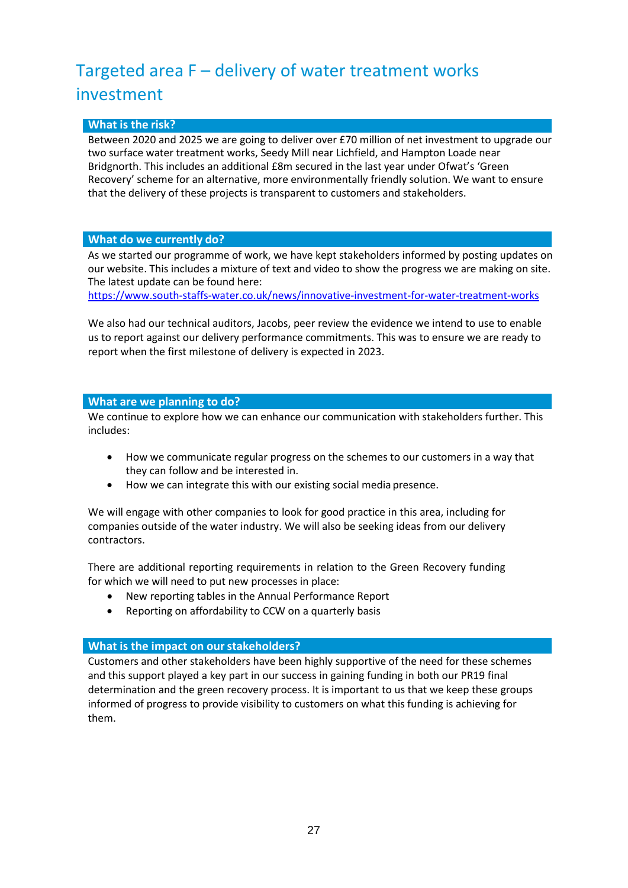## Targeted area F – delivery of water treatment works investment

### What is the risk?

Between 2020 and 2025 we are going to deliver over £70 million of net investment to upgrade our two surface water treatment works, Seedy Mill near Lichfield, and Hampton Loade near Bridgnorth. This includes an additional £8m secured in the last year under Ofwat's 'Green Recovery' scheme for an alternative, more environmentally friendly solution. We want to ensure that the delivery of these projects is transparent to customers and stakeholders.

### What do we currently do?

As we started our programme of work, we have kept stakeholders informed by posting updates on our website. This includes a mixture of text and video to show the progress we are making on site. The latest update can be found here:
[https://www.south-staffs-water.co.uk/news/innovative-investment-for-water-treatment-works](https://www.south-staffs-water.co.uk/news/innovative-investment-for-water-treatment-works)

We also had our technical auditors, Jacobs, peer review the evidence we intend to use to enable us to report against our delivery performance commitments. This was to ensure we are ready to report when the first milestone of delivery is expected in 2023.

### What are we planning to do?

We continue to explore how we can enhance our communication with stakeholders further. This includes:

- How we communicate regular progress on the schemes to our customers in a way that they can follow and be interested in.
- How we can integrate this with our existing social media presence.

We will engage with other companies to look for good practice in this area, including for companies outside of the water industry. We will also be seeking ideas from our delivery contractors.

There are additional reporting requirements in relation to the Green Recovery funding for which we will need to put new processes in place:

- New reporting tables in the Annual Performance Report
- Reporting on affordability to CCW on a quarterly basis

### What is the impact on our stakeholders?

Customers and other stakeholders have been highly supportive of the need for these schemes and this support played a key part in our success in gaining funding in both our PR19 final determination and the green recovery process. It is important to us that we keep these groups informed of progress to provide visibility to customers on what this funding is achieving for them.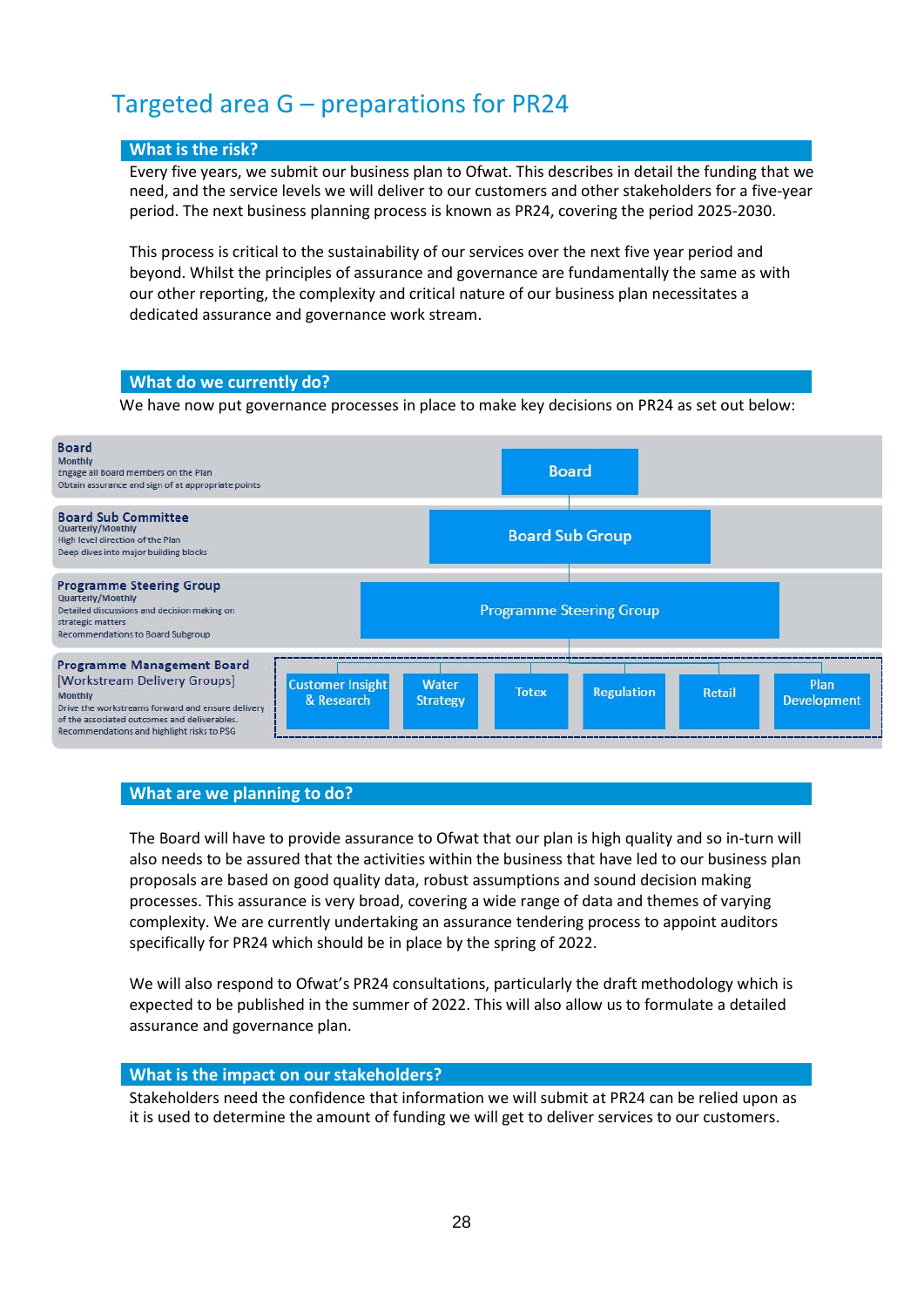# Targeted area G – preparations for PR24

## What is the risk?

Every five years, we submit our business plan to Ofwat. This describes in detail the funding that we need, and the service levels we will deliver to our customers and other stakeholders for a five-year period. The next business planning process is known as PR24, covering the period 2025-2030.

This process is critical to the sustainability of our services over the next five year period and beyond. Whilst the principles of assurance and governance are fundamentally the same as with our other reporting, the complexity and critical nature of our business plan necessitates a dedicated assurance and governance work stream.

## What do we currently do?

We have now put governance processes in place to make key decisions on PR24 as set out below:

| Level | Structure |
|---|---|
| **Board**<br>Monthly<br>Engage all Board members on the Plan<br>Obtain assurance and sign of at appropriate points | Board |
| **Board Sub Committee**<br>Quarterly/Monthly<br>High level direction of the Plan<br>Deep dives into major building blocks | Board Sub Group |
| **Programme Steering Group**<br>Quarterly/Monthly<br>Detailed discussions and decision making on strategic matters<br>Recommendations to Board Subgroup | Programme Steering Group |
| **Programme Management Board**<br>[Workstream Delivery Groups]<br>Monthly<br>Drive the workstreams forward and ensure delivery of the associated outcomes and deliverables.<br>Recommendations and highlight risks to PSG | Customer Insight & Research; Water Strategy; Totex; Regulation; Retail; Plan Development |

## What are we planning to do?

The Board will have to provide assurance to Ofwat that our plan is high quality and so in-turn will also needs to be assured that the activities within the business that have led to our business plan proposals are based on good quality data, robust assumptions and sound decision making processes. This assurance is very broad, covering a wide range of data and themes of varying complexity. We are currently undertaking an assurance tendering process to appoint auditors specifically for PR24 which should be in place by the spring of 2022.

We will also respond to Ofwat's PR24 consultations, particularly the draft methodology which is expected to be published in the summer of 2022. This will also allow us to formulate a detailed assurance and governance plan.

## What is the impact on our stakeholders?

Stakeholders need the confidence that information we will submit at PR24 can be relied upon as it is used to determine the amount of funding we will get to deliver services to our customers.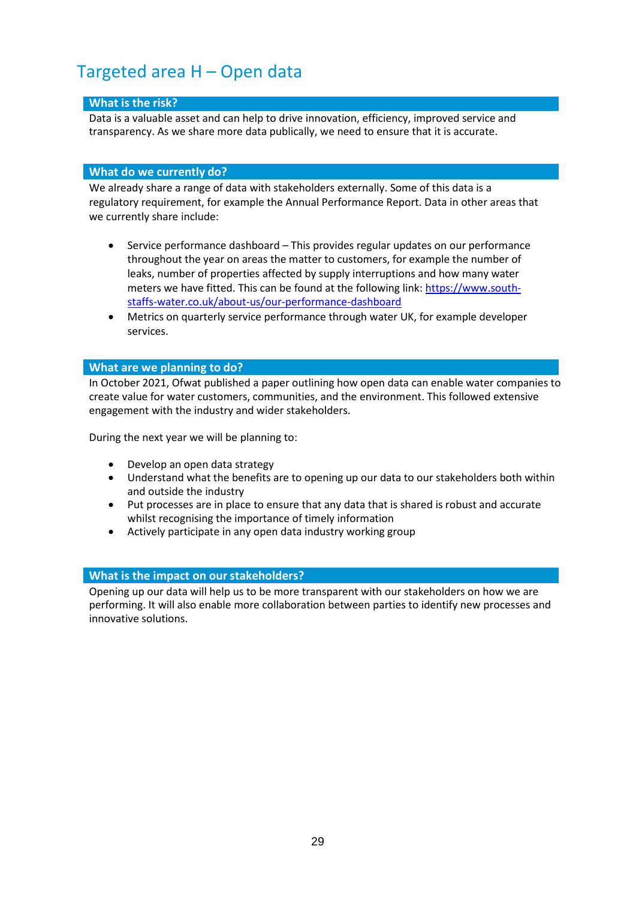# Targeted area H – Open data

## What is the risk?

Data is a valuable asset and can help to drive innovation, efficiency, improved service and transparency. As we share more data publically, we need to ensure that it is accurate.

## What do we currently do?

We already share a range of data with stakeholders externally. Some of this data is a regulatory requirement, for example the Annual Performance Report. Data in other areas that we currently share include:

- Service performance dashboard – This provides regular updates on our performance throughout the year on areas the matter to customers, for example the number of leaks, number of properties affected by supply interruptions and how many water meters we have fitted. This can be found at the following link: [https://www.south-staffs-water.co.uk/about-us/our-performance-dashboard](https://www.south-staffs-water.co.uk/about-us/our-performance-dashboard)
- Metrics on quarterly service performance through water UK, for example developer services.

## What are we planning to do?

In October 2021, Ofwat published a paper outlining how open data can enable water companies to create value for water customers, communities, and the environment. This followed extensive engagement with the industry and wider stakeholders.

During the next year we will be planning to:

- Develop an open data strategy
- Understand what the benefits are to opening up our data to our stakeholders both within and outside the industry
- Put processes are in place to ensure that any data that is shared is robust and accurate whilst recognising the importance of timely information
- Actively participate in any open data industry working group

## What is the impact on our stakeholders?

Opening up our data will help us to be more transparent with our stakeholders on how we are performing. It will also enable more collaboration between parties to identify new processes and innovative solutions.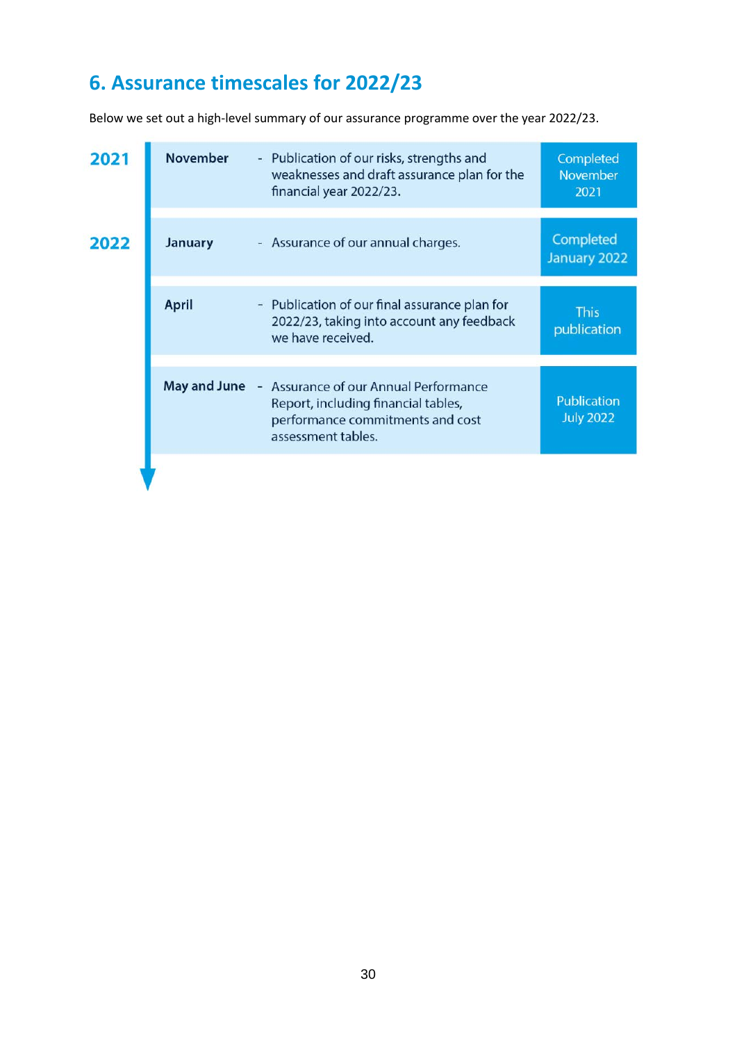## 6. Assurance timescales for 2022/23

Below we set out a high-level summary of our assurance programme over the year 2022/23.

| Year | Month | Activity | Status |
|---|---|---|---|
| 2021 | November | - Publication of our risks, strengths and weaknesses and draft assurance plan for the financial year 2022/23. | Completed November 2021 |
| 2022 | January | - Assurance of our annual charges. | Completed January 2022 |
| | April | - Publication of our final assurance plan for 2022/23, taking into account any feedback we have received. | This publication |
| | May and June | - Assurance of our Annual Performance Report, including financial tables, performance commitments and cost assessment tables. | Publication July 2022 |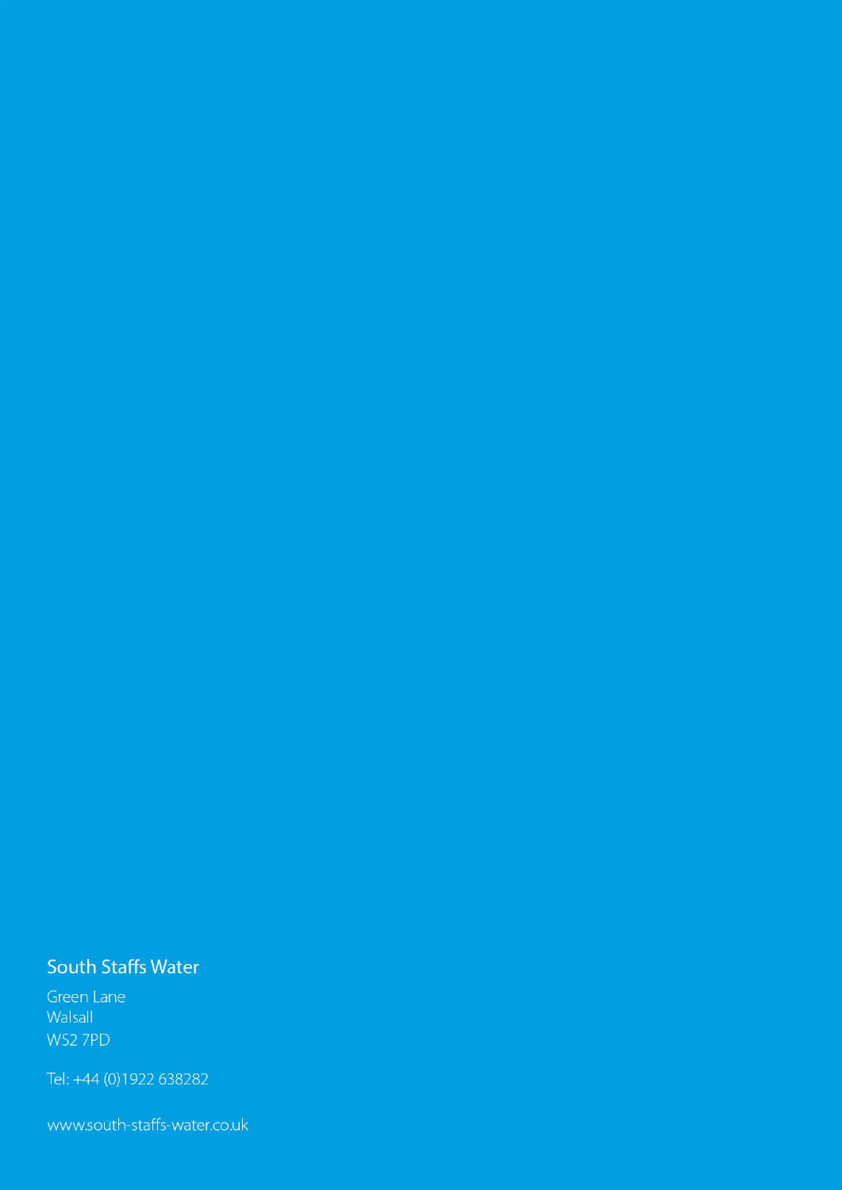**South Staffs Water**

Green Lane
Walsall
WS2 7PD

Tel: +44 (0)1922 638282

www.south-staffs-water.co.uk